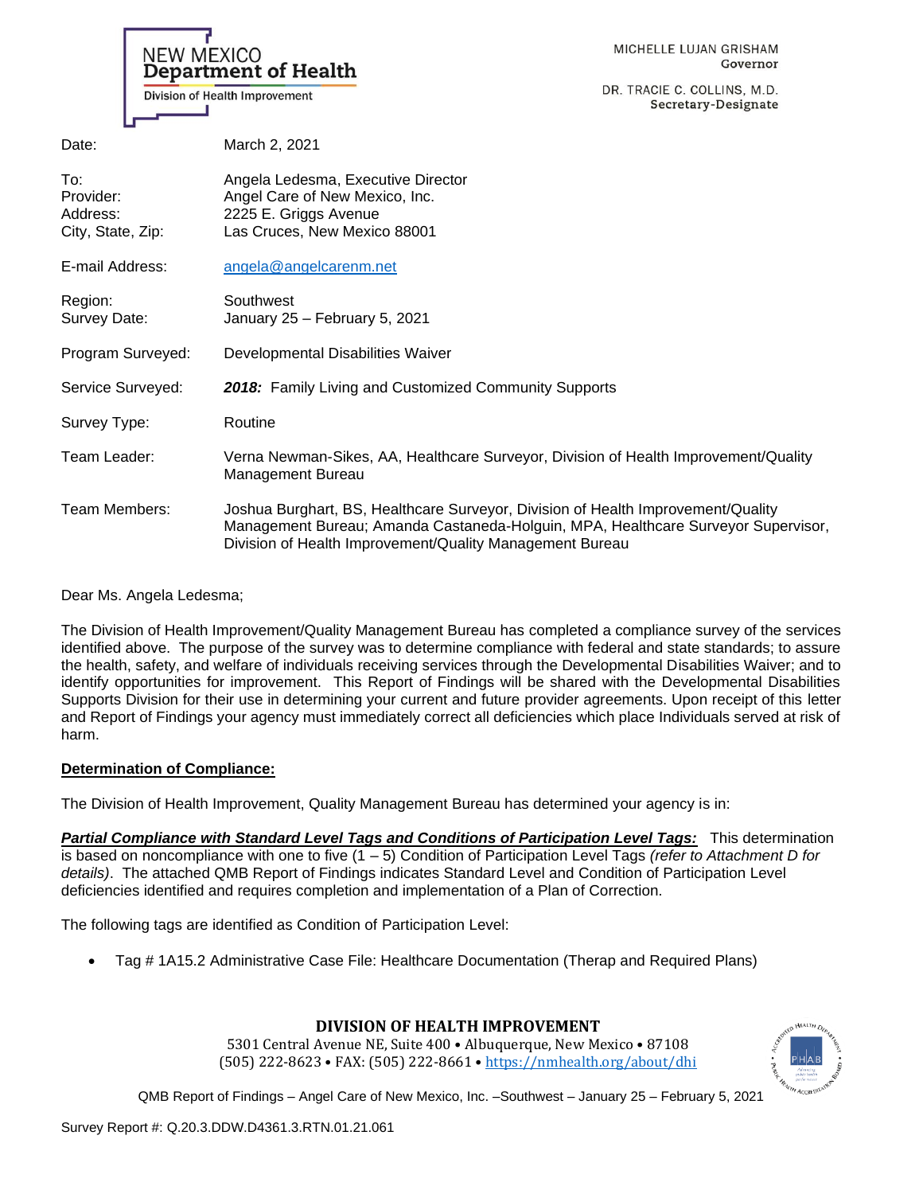NEW MEXICO
**Department of Health**
Division of Health Improvement

MICHELLE LUJAN GRISHAM
Governor

DR. TRACIE C. COLLINS, M.D.
Secretary-Designate

| | |
|---|---|
| Date: | March 2, 2021 |
| To: | Angela Ledesma, Executive Director |
| Provider: | Angel Care of New Mexico, Inc. |
| Address: | 2225 E. Griggs Avenue |
| City, State, Zip: | Las Cruces, New Mexico 88001 |
| E-mail Address: | angela@angelcarenm.net |
| Region: | Southwest |
| Survey Date: | January 25 – February 5, 2021 |
| Program Surveyed: | Developmental Disabilities Waiver |
| Service Surveyed: | ***2018:*** Family Living and Customized Community Supports |
| Survey Type: | Routine |
| Team Leader: | Verna Newman-Sikes, AA, Healthcare Surveyor, Division of Health Improvement/Quality Management Bureau |
| Team Members: | Joshua Burghart, BS, Healthcare Surveyor, Division of Health Improvement/Quality Management Bureau; Amanda Castaneda-Holguin, MPA, Healthcare Surveyor Supervisor, Division of Health Improvement/Quality Management Bureau |

Dear Ms. Angela Ledesma;

The Division of Health Improvement/Quality Management Bureau has completed a compliance survey of the services identified above. The purpose of the survey was to determine compliance with federal and state standards; to assure the health, safety, and welfare of individuals receiving services through the Developmental Disabilities Waiver; and to identify opportunities for improvement. This Report of Findings will be shared with the Developmental Disabilities Supports Division for their use in determining your current and future provider agreements. Upon receipt of this letter and Report of Findings your agency must immediately correct all deficiencies which place Individuals served at risk of harm.

**Determination of Compliance:**

The Division of Health Improvement, Quality Management Bureau has determined your agency is in:

***Partial Compliance with Standard Level Tags and Conditions of Participation Level Tags:*** This determination is based on noncompliance with one to five (1 – 5) Condition of Participation Level Tags *(refer to Attachment D for details)*. The attached QMB Report of Findings indicates Standard Level and Condition of Participation Level deficiencies identified and requires completion and implementation of a Plan of Correction.

The following tags are identified as Condition of Participation Level:

- Tag # 1A15.2 Administrative Case File: Healthcare Documentation (Therap and Required Plans)

**DIVISION OF HEALTH IMPROVEMENT**
5301 Central Avenue NE, Suite 400 • Albuquerque, New Mexico • 87108
(505) 222-8623 • FAX: (505) 222-8661 • https://nmhealth.org/about/dhi

QMB Report of Findings – Angel Care of New Mexico, Inc. –Southwest – January 25 – February 5, 2021

Survey Report #: Q.20.3.DDW.D4361.3.RTN.01.21.061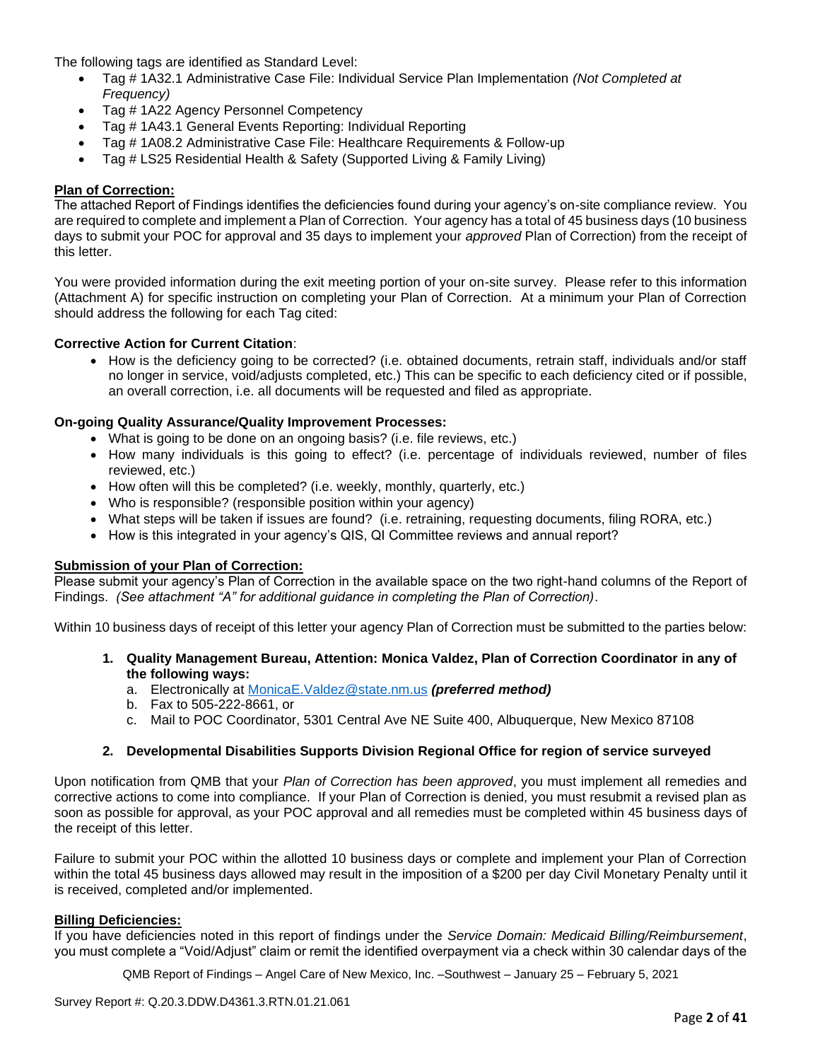The following tags are identified as Standard Level:

- Tag # 1A32.1 Administrative Case File: Individual Service Plan Implementation *(Not Completed at Frequency)*
- Tag # 1A22 Agency Personnel Competency
- Tag # 1A43.1 General Events Reporting: Individual Reporting
- Tag # 1A08.2 Administrative Case File: Healthcare Requirements & Follow-up
- Tag # LS25 Residential Health & Safety (Supported Living & Family Living)

**Plan of Correction:**

The attached Report of Findings identifies the deficiencies found during your agency's on-site compliance review. You are required to complete and implement a Plan of Correction. Your agency has a total of 45 business days (10 business days to submit your POC for approval and 35 days to implement your *approved* Plan of Correction) from the receipt of this letter.

You were provided information during the exit meeting portion of your on-site survey. Please refer to this information (Attachment A) for specific instruction on completing your Plan of Correction. At a minimum your Plan of Correction should address the following for each Tag cited:

**Corrective Action for Current Citation**:

- How is the deficiency going to be corrected? (i.e. obtained documents, retrain staff, individuals and/or staff no longer in service, void/adjusts completed, etc.) This can be specific to each deficiency cited or if possible, an overall correction, i.e. all documents will be requested and filed as appropriate.

**On-going Quality Assurance/Quality Improvement Processes:**

- What is going to be done on an ongoing basis? (i.e. file reviews, etc.)
- How many individuals is this going to effect? (i.e. percentage of individuals reviewed, number of files reviewed, etc.)
- How often will this be completed? (i.e. weekly, monthly, quarterly, etc.)
- Who is responsible? (responsible position within your agency)
- What steps will be taken if issues are found? (i.e. retraining, requesting documents, filing RORA, etc.)
- How is this integrated in your agency's QIS, QI Committee reviews and annual report?

**Submission of your Plan of Correction:**

Please submit your agency's Plan of Correction in the available space on the two right-hand columns of the Report of Findings. *(See attachment "A" for additional guidance in completing the Plan of Correction)*.

Within 10 business days of receipt of this letter your agency Plan of Correction must be submitted to the parties below:

1. **Quality Management Bureau, Attention: Monica Valdez, Plan of Correction Coordinator in any of the following ways:**
   a. Electronically at MonicaE.Valdez@state.nm.us ***(preferred method)***
   b. Fax to 505-222-8661, or
   c. Mail to POC Coordinator, 5301 Central Ave NE Suite 400, Albuquerque, New Mexico 87108

2. **Developmental Disabilities Supports Division Regional Office for region of service surveyed**

Upon notification from QMB that your *Plan of Correction has been approved*, you must implement all remedies and corrective actions to come into compliance. If your Plan of Correction is denied, you must resubmit a revised plan as soon as possible for approval, as your POC approval and all remedies must be completed within 45 business days of the receipt of this letter.

Failure to submit your POC within the allotted 10 business days or complete and implement your Plan of Correction within the total 45 business days allowed may result in the imposition of a $200 per day Civil Monetary Penalty until it is received, completed and/or implemented.

**Billing Deficiencies:**

If you have deficiencies noted in this report of findings under the *Service Domain: Medicaid Billing/Reimbursement*, you must complete a "Void/Adjust" claim or remit the identified overpayment via a check within 30 calendar days of the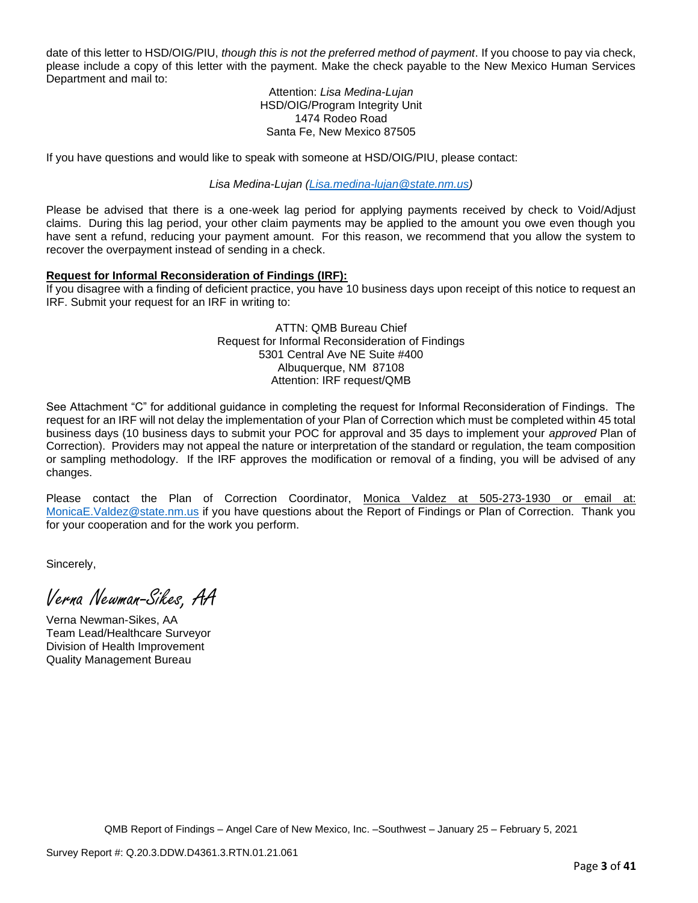date of this letter to HSD/OIG/PIU, *though this is not the preferred method of payment*. If you choose to pay via check, please include a copy of this letter with the payment. Make the check payable to the New Mexico Human Services Department and mail to:

Attention: *Lisa Medina-Lujan*
HSD/OIG/Program Integrity Unit
1474 Rodeo Road
Santa Fe, New Mexico 87505

If you have questions and would like to speak with someone at HSD/OIG/PIU, please contact:

*Lisa Medina-Lujan (Lisa.medina-lujan@state.nm.us)*

Please be advised that there is a one-week lag period for applying payments received by check to Void/Adjust claims. During this lag period, your other claim payments may be applied to the amount you owe even though you have sent a refund, reducing your payment amount. For this reason, we recommend that you allow the system to recover the overpayment instead of sending in a check.

**Request for Informal Reconsideration of Findings (IRF):**
If you disagree with a finding of deficient practice, you have 10 business days upon receipt of this notice to request an IRF. Submit your request for an IRF in writing to:

ATTN: QMB Bureau Chief
Request for Informal Reconsideration of Findings
5301 Central Ave NE Suite #400
Albuquerque, NM 87108
Attention: IRF request/QMB

See Attachment "C" for additional guidance in completing the request for Informal Reconsideration of Findings. The request for an IRF will not delay the implementation of your Plan of Correction which must be completed within 45 total business days (10 business days to submit your POC for approval and 35 days to implement your *approved* Plan of Correction). Providers may not appeal the nature or interpretation of the standard or regulation, the team composition or sampling methodology. If the IRF approves the modification or removal of a finding, you will be advised of any changes.

Please contact the Plan of Correction Coordinator, Monica Valdez at 505-273-1930 or email at: MonicaE.Valdez@state.nm.us if you have questions about the Report of Findings or Plan of Correction. Thank you for your cooperation and for the work you perform.

Sincerely,

*Verna Newman-Sikes, AA*

Verna Newman-Sikes, AA
Team Lead/Healthcare Surveyor
Division of Health Improvement
Quality Management Bureau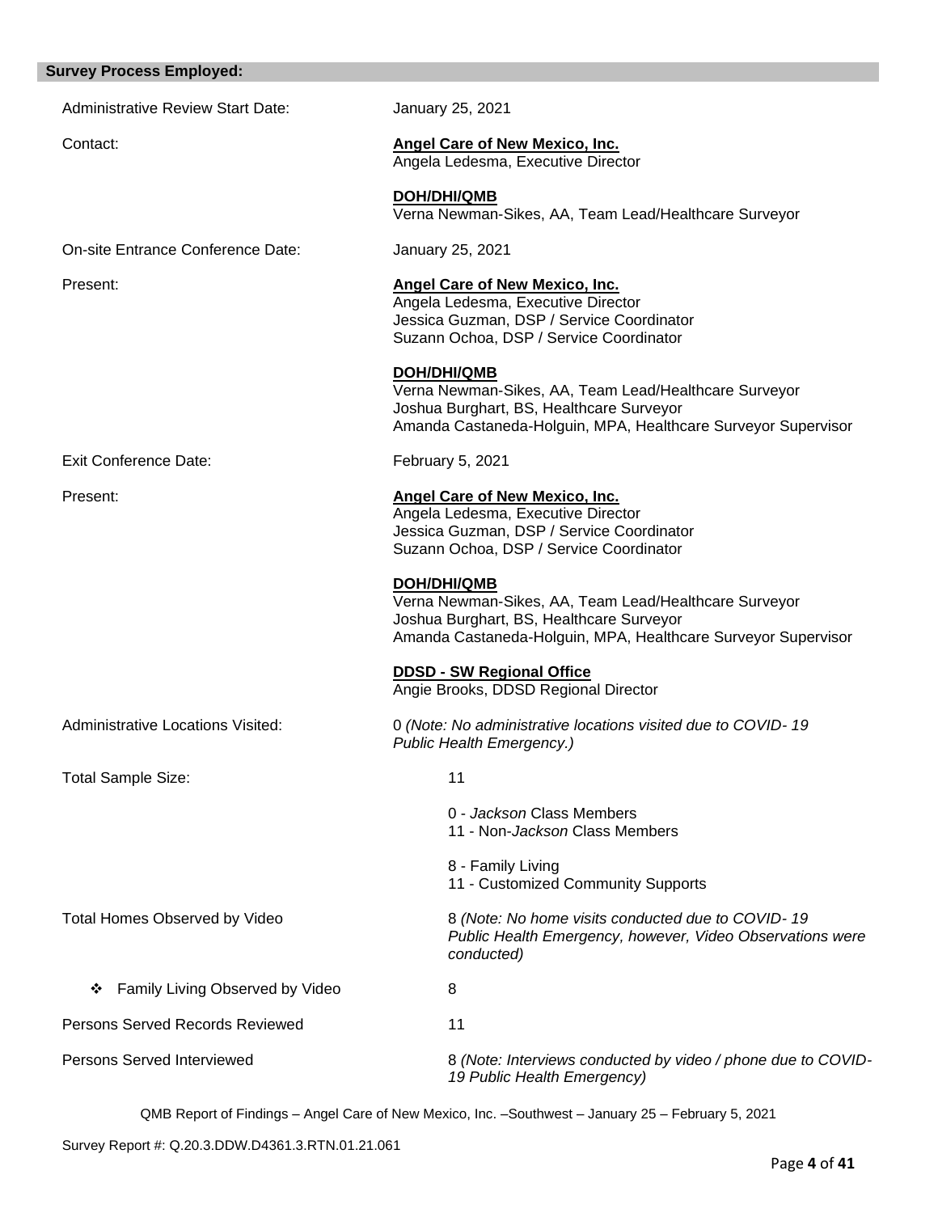**Survey Process Employed:**

Administrative Review Start Date: January 25, 2021

Contact:

**Angel Care of New Mexico, Inc.**
Angela Ledesma, Executive Director

**DOH/DHI/QMB**
Verna Newman-Sikes, AA, Team Lead/Healthcare Surveyor

On-site Entrance Conference Date: January 25, 2021

Present:

**Angel Care of New Mexico, Inc.**
Angela Ledesma, Executive Director
Jessica Guzman, DSP / Service Coordinator
Suzann Ochoa, DSP / Service Coordinator

**DOH/DHI/QMB**
Verna Newman-Sikes, AA, Team Lead/Healthcare Surveyor
Joshua Burghart, BS, Healthcare Surveyor
Amanda Castaneda-Holguin, MPA, Healthcare Surveyor Supervisor

Exit Conference Date: February 5, 2021

Present:

**Angel Care of New Mexico, Inc.**
Angela Ledesma, Executive Director
Jessica Guzman, DSP / Service Coordinator
Suzann Ochoa, DSP / Service Coordinator

**DOH/DHI/QMB**
Verna Newman-Sikes, AA, Team Lead/Healthcare Surveyor
Joshua Burghart, BS, Healthcare Surveyor
Amanda Castaneda-Holguin, MPA, Healthcare Surveyor Supervisor

**DDSD - SW Regional Office**
Angie Brooks, DDSD Regional Director

Administrative Locations Visited: 0 *(Note: No administrative locations visited due to COVID- 19 Public Health Emergency.)*

Total Sample Size: 11

0 - *Jackson* Class Members
11 - Non-*Jackson* Class Members

8 - Family Living
11 - Customized Community Supports

Total Homes Observed by Video: 8 *(Note: No home visits conducted due to COVID- 19 Public Health Emergency, however, Video Observations were conducted)*

- Family Living Observed by Video: 8

Persons Served Records Reviewed: 11

Persons Served Interviewed: 8 *(Note: Interviews conducted by video / phone due to COVID-19 Public Health Emergency)*

QMB Report of Findings – Angel Care of New Mexico, Inc. –Southwest – January 25 – February 5, 2021

Survey Report #: Q.20.3.DDW.D4361.3.RTN.01.21.061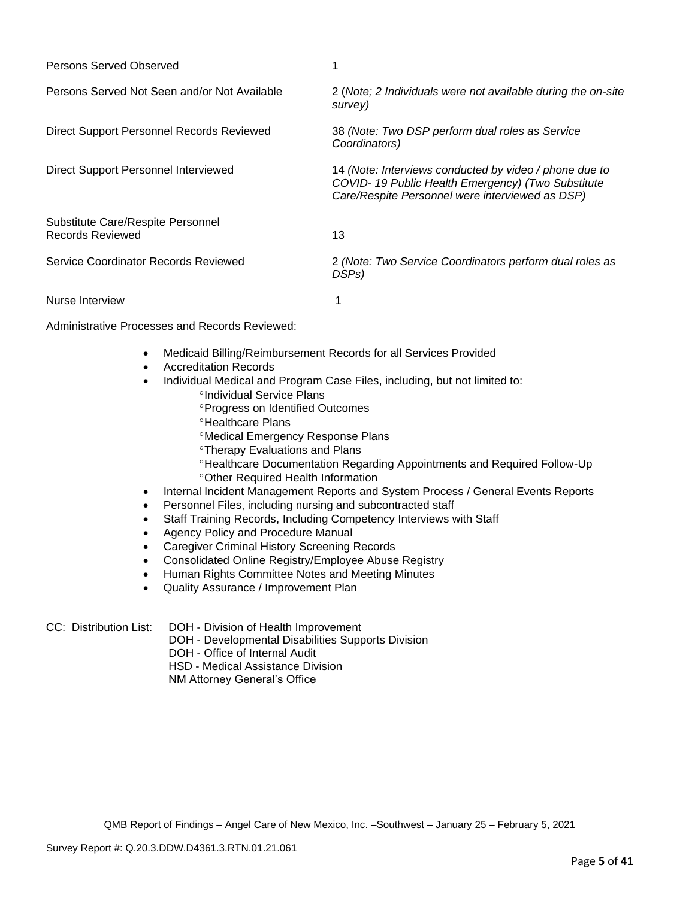| | |
|---|---|
| Persons Served Observed | 1 |
| Persons Served Not Seen and/or Not Available | 2 (*Note; 2 Individuals were not available during the on-site survey)* |
| Direct Support Personnel Records Reviewed | 38 *(Note: Two DSP perform dual roles as Service Coordinators)* |
| Direct Support Personnel Interviewed | 14 *(Note: Interviews conducted by video / phone due to COVID- 19 Public Health Emergency) (Two Substitute Care/Respite Personnel were interviewed as DSP)* |
| Substitute Care/Respite Personnel Records Reviewed | 13 |
| Service Coordinator Records Reviewed | 2 *(Note: Two Service Coordinators perform dual roles as DSPs)* |
| Nurse Interview | 1 |

Administrative Processes and Records Reviewed:

- Medicaid Billing/Reimbursement Records for all Services Provided
- Accreditation Records
- Individual Medical and Program Case Files, including, but not limited to:
    - °Individual Service Plans
    - °Progress on Identified Outcomes
    - °Healthcare Plans
    - °Medical Emergency Response Plans
    - °Therapy Evaluations and Plans
    - °Healthcare Documentation Regarding Appointments and Required Follow-Up
    - °Other Required Health Information
- Internal Incident Management Reports and System Process / General Events Reports
- Personnel Files, including nursing and subcontracted staff
- Staff Training Records, Including Competency Interviews with Staff
- Agency Policy and Procedure Manual
- Caregiver Criminal History Screening Records
- Consolidated Online Registry/Employee Abuse Registry
- Human Rights Committee Notes and Meeting Minutes
- Quality Assurance / Improvement Plan

CC: Distribution List:
DOH - Division of Health Improvement
DOH - Developmental Disabilities Supports Division
DOH - Office of Internal Audit
HSD - Medical Assistance Division
NM Attorney General's Office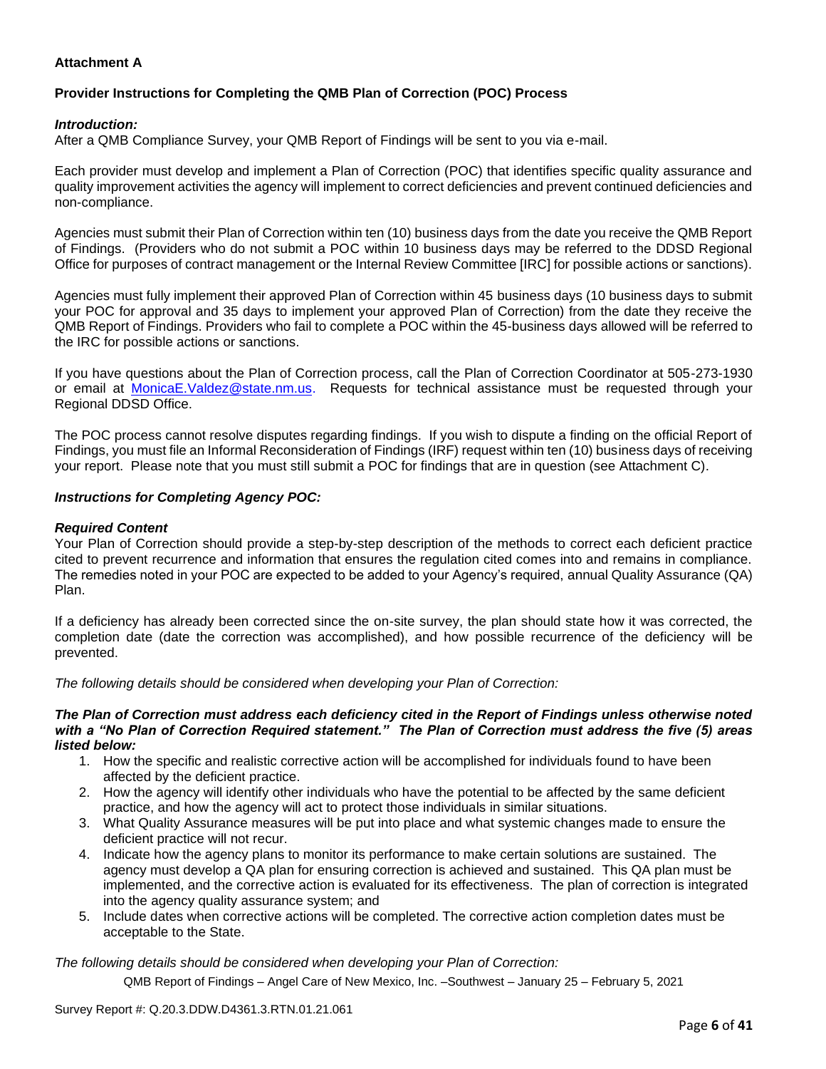**Attachment A**

**Provider Instructions for Completing the QMB Plan of Correction (POC) Process**

***Introduction:***

After a QMB Compliance Survey, your QMB Report of Findings will be sent to you via e-mail.

Each provider must develop and implement a Plan of Correction (POC) that identifies specific quality assurance and quality improvement activities the agency will implement to correct deficiencies and prevent continued deficiencies and non-compliance.

Agencies must submit their Plan of Correction within ten (10) business days from the date you receive the QMB Report of Findings. (Providers who do not submit a POC within 10 business days may be referred to the DDSD Regional Office for purposes of contract management or the Internal Review Committee [IRC] for possible actions or sanctions).

Agencies must fully implement their approved Plan of Correction within 45 business days (10 business days to submit your POC for approval and 35 days to implement your approved Plan of Correction) from the date they receive the QMB Report of Findings. Providers who fail to complete a POC within the 45-business days allowed will be referred to the IRC for possible actions or sanctions.

If you have questions about the Plan of Correction process, call the Plan of Correction Coordinator at 505-273-1930 or email at MonicaE.Valdez@state.nm.us. Requests for technical assistance must be requested through your Regional DDSD Office.

The POC process cannot resolve disputes regarding findings. If you wish to dispute a finding on the official Report of Findings, you must file an Informal Reconsideration of Findings (IRF) request within ten (10) business days of receiving your report. Please note that you must still submit a POC for findings that are in question (see Attachment C).

***Instructions for Completing Agency POC:***

***Required Content***

Your Plan of Correction should provide a step-by-step description of the methods to correct each deficient practice cited to prevent recurrence and information that ensures the regulation cited comes into and remains in compliance. The remedies noted in your POC are expected to be added to your Agency's required, annual Quality Assurance (QA) Plan.

If a deficiency has already been corrected since the on-site survey, the plan should state how it was corrected, the completion date (date the correction was accomplished), and how possible recurrence of the deficiency will be prevented.

*The following details should be considered when developing your Plan of Correction:*

***The Plan of Correction must address each deficiency cited in the Report of Findings unless otherwise noted with a "No Plan of Correction Required statement." The Plan of Correction must address the five (5) areas listed below:***

1. How the specific and realistic corrective action will be accomplished for individuals found to have been affected by the deficient practice.
2. How the agency will identify other individuals who have the potential to be affected by the same deficient practice, and how the agency will act to protect those individuals in similar situations.
3. What Quality Assurance measures will be put into place and what systemic changes made to ensure the deficient practice will not recur.
4. Indicate how the agency plans to monitor its performance to make certain solutions are sustained. The agency must develop a QA plan for ensuring correction is achieved and sustained. This QA plan must be implemented, and the corrective action is evaluated for its effectiveness. The plan of correction is integrated into the agency quality assurance system; and
5. Include dates when corrective actions will be completed. The corrective action completion dates must be acceptable to the State.

*The following details should be considered when developing your Plan of Correction:*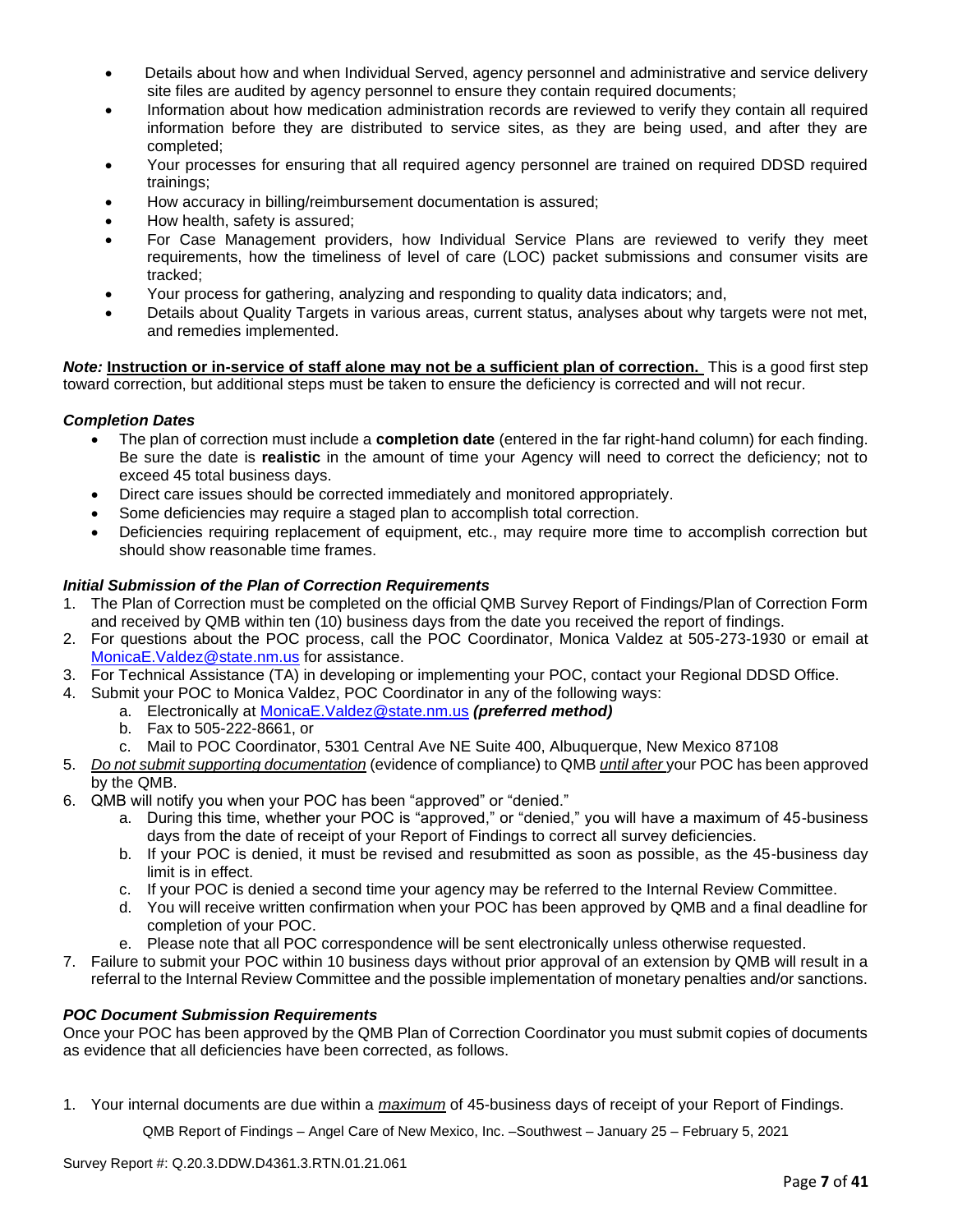- Details about how and when Individual Served, agency personnel and administrative and service delivery site files are audited by agency personnel to ensure they contain required documents;
- Information about how medication administration records are reviewed to verify they contain all required information before they are distributed to service sites, as they are being used, and after they are completed;
- Your processes for ensuring that all required agency personnel are trained on required DDSD required trainings;
- How accuracy in billing/reimbursement documentation is assured;
- How health, safety is assured;
- For Case Management providers, how Individual Service Plans are reviewed to verify they meet requirements, how the timeliness of level of care (LOC) packet submissions and consumer visits are tracked;
- Your process for gathering, analyzing and responding to quality data indicators; and,
- Details about Quality Targets in various areas, current status, analyses about why targets were not met, and remedies implemented.

***Note:*** **Instruction or in-service of staff alone may not be a sufficient plan of correction.** This is a good first step toward correction, but additional steps must be taken to ensure the deficiency is corrected and will not recur.

***Completion Dates***

- The plan of correction must include a **completion date** (entered in the far right-hand column) for each finding. Be sure the date is **realistic** in the amount of time your Agency will need to correct the deficiency; not to exceed 45 total business days.
- Direct care issues should be corrected immediately and monitored appropriately.
- Some deficiencies may require a staged plan to accomplish total correction.
- Deficiencies requiring replacement of equipment, etc., may require more time to accomplish correction but should show reasonable time frames.

***Initial Submission of the Plan of Correction Requirements***

1. The Plan of Correction must be completed on the official QMB Survey Report of Findings/Plan of Correction Form and received by QMB within ten (10) business days from the date you received the report of findings.
2. For questions about the POC process, call the POC Coordinator, Monica Valdez at 505-273-1930 or email at MonicaE.Valdez@state.nm.us for assistance.
3. For Technical Assistance (TA) in developing or implementing your POC, contact your Regional DDSD Office.
4. Submit your POC to Monica Valdez, POC Coordinator in any of the following ways:
   a. Electronically at MonicaE.Valdez@state.nm.us ***(preferred method)***
   b. Fax to 505-222-8661, or
   c. Mail to POC Coordinator, 5301 Central Ave NE Suite 400, Albuquerque, New Mexico 87108
5. *Do not submit supporting documentation* (evidence of compliance) to QMB *until after* your POC has been approved by the QMB.
6. QMB will notify you when your POC has been "approved" or "denied."
   a. During this time, whether your POC is "approved," or "denied," you will have a maximum of 45-business days from the date of receipt of your Report of Findings to correct all survey deficiencies.
   b. If your POC is denied, it must be revised and resubmitted as soon as possible, as the 45-business day limit is in effect.
   c. If your POC is denied a second time your agency may be referred to the Internal Review Committee.
   d. You will receive written confirmation when your POC has been approved by QMB and a final deadline for completion of your POC.
   e. Please note that all POC correspondence will be sent electronically unless otherwise requested.
7. Failure to submit your POC within 10 business days without prior approval of an extension by QMB will result in a referral to the Internal Review Committee and the possible implementation of monetary penalties and/or sanctions.

***POC Document Submission Requirements***

Once your POC has been approved by the QMB Plan of Correction Coordinator you must submit copies of documents as evidence that all deficiencies have been corrected, as follows.

1. Your internal documents are due within a ***maximum*** of 45-business days of receipt of your Report of Findings.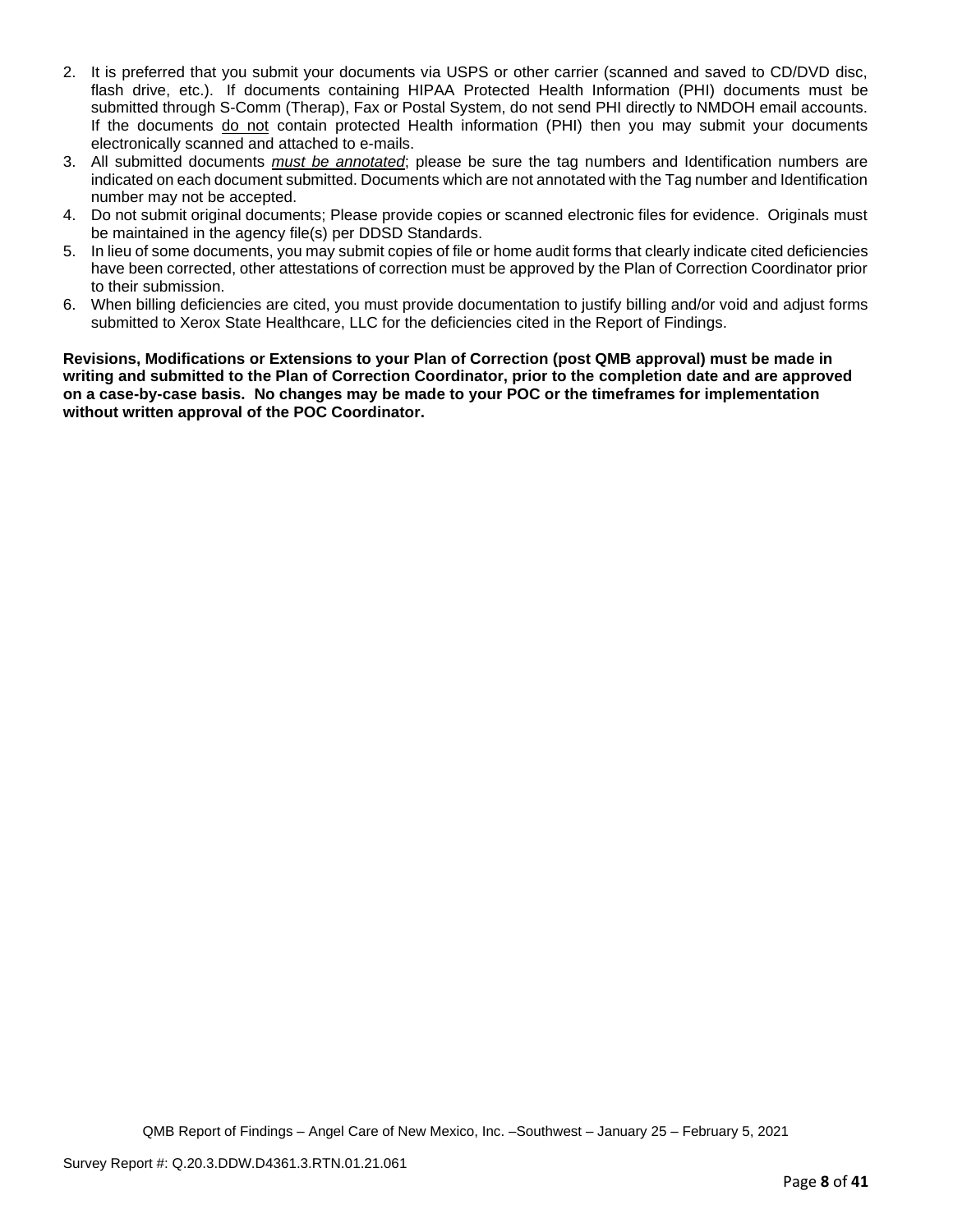2. It is preferred that you submit your documents via USPS or other carrier (scanned and saved to CD/DVD disc, flash drive, etc.). If documents containing HIPAA Protected Health Information (PHI) documents must be submitted through S-Comm (Therap), Fax or Postal System, do not send PHI directly to NMDOH email accounts. If the documents do not contain protected Health information (PHI) then you may submit your documents electronically scanned and attached to e-mails.
3. All submitted documents ***must be annotated***; please be sure the tag numbers and Identification numbers are indicated on each document submitted. Documents which are not annotated with the Tag number and Identification number may not be accepted.
4. Do not submit original documents; Please provide copies or scanned electronic files for evidence. Originals must be maintained in the agency file(s) per DDSD Standards.
5. In lieu of some documents, you may submit copies of file or home audit forms that clearly indicate cited deficiencies have been corrected, other attestations of correction must be approved by the Plan of Correction Coordinator prior to their submission.
6. When billing deficiencies are cited, you must provide documentation to justify billing and/or void and adjust forms submitted to Xerox State Healthcare, LLC for the deficiencies cited in the Report of Findings.

**Revisions, Modifications or Extensions to your Plan of Correction (post QMB approval) must be made in writing and submitted to the Plan of Correction Coordinator, prior to the completion date and are approved on a case-by-case basis. No changes may be made to your POC or the timeframes for implementation without written approval of the POC Coordinator.**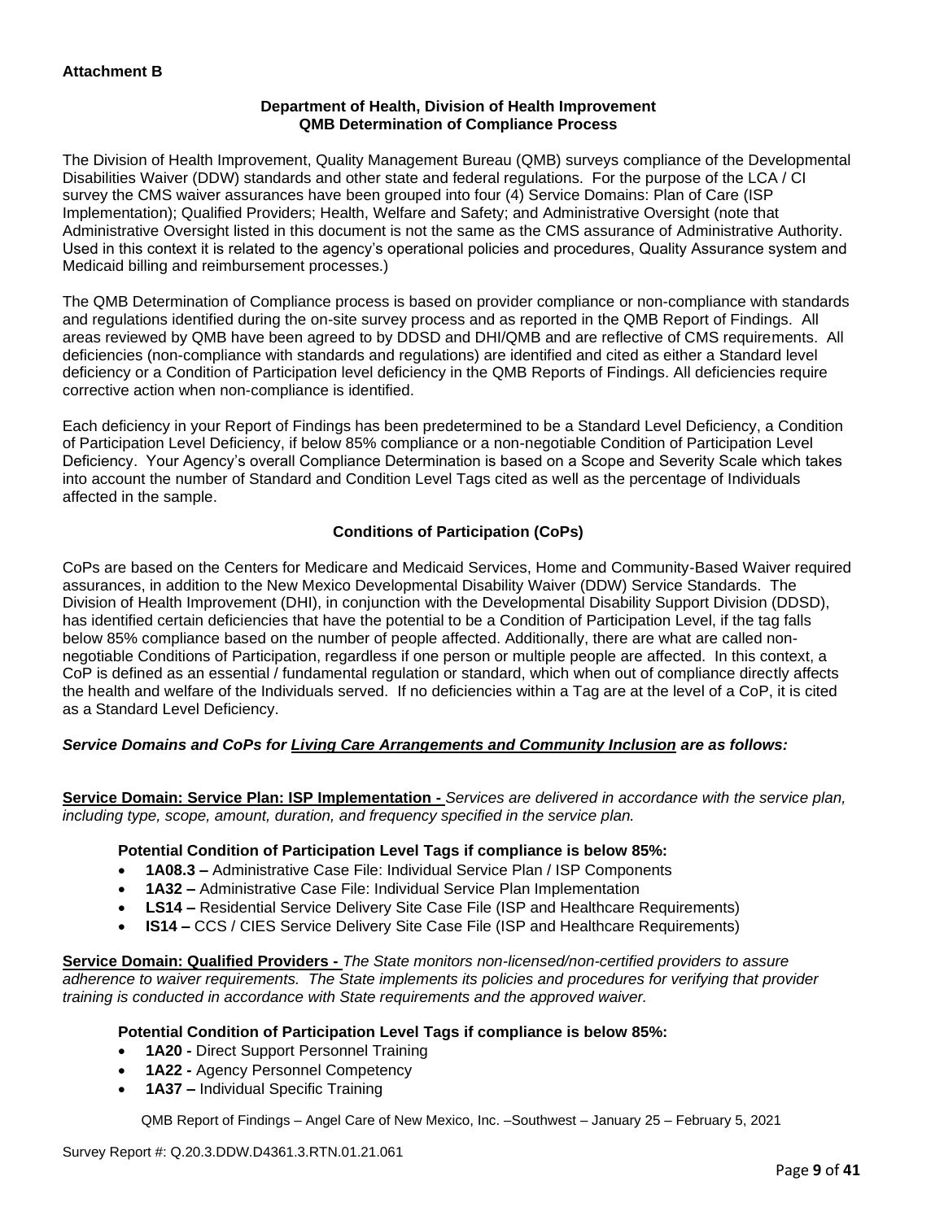**Attachment B**

**Department of Health, Division of Health Improvement**
**QMB Determination of Compliance Process**

The Division of Health Improvement, Quality Management Bureau (QMB) surveys compliance of the Developmental Disabilities Waiver (DDW) standards and other state and federal regulations. For the purpose of the LCA / CI survey the CMS waiver assurances have been grouped into four (4) Service Domains: Plan of Care (ISP Implementation); Qualified Providers; Health, Welfare and Safety; and Administrative Oversight (note that Administrative Oversight listed in this document is not the same as the CMS assurance of Administrative Authority. Used in this context it is related to the agency's operational policies and procedures, Quality Assurance system and Medicaid billing and reimbursement processes.)

The QMB Determination of Compliance process is based on provider compliance or non-compliance with standards and regulations identified during the on-site survey process and as reported in the QMB Report of Findings. All areas reviewed by QMB have been agreed to by DDSD and DHI/QMB and are reflective of CMS requirements. All deficiencies (non-compliance with standards and regulations) are identified and cited as either a Standard level deficiency or a Condition of Participation level deficiency in the QMB Reports of Findings. All deficiencies require corrective action when non-compliance is identified.

Each deficiency in your Report of Findings has been predetermined to be a Standard Level Deficiency, a Condition of Participation Level Deficiency, if below 85% compliance or a non-negotiable Condition of Participation Level Deficiency. Your Agency's overall Compliance Determination is based on a Scope and Severity Scale which takes into account the number of Standard and Condition Level Tags cited as well as the percentage of Individuals affected in the sample.

**Conditions of Participation (CoPs)**

CoPs are based on the Centers for Medicare and Medicaid Services, Home and Community-Based Waiver required assurances, in addition to the New Mexico Developmental Disability Waiver (DDW) Service Standards. The Division of Health Improvement (DHI), in conjunction with the Developmental Disability Support Division (DDSD), has identified certain deficiencies that have the potential to be a Condition of Participation Level, if the tag falls below 85% compliance based on the number of people affected. Additionally, there are what are called non-negotiable Conditions of Participation, regardless if one person or multiple people are affected. In this context, a CoP is defined as an essential / fundamental regulation or standard, which when out of compliance directly affects the health and welfare of the Individuals served. If no deficiencies within a Tag are at the level of a CoP, it is cited as a Standard Level Deficiency.

***Service Domains and CoPs for Living Care Arrangements and Community Inclusion are as follows:***

**Service Domain: Service Plan: ISP Implementation -** *Services are delivered in accordance with the service plan, including type, scope, amount, duration, and frequency specified in the service plan.*

**Potential Condition of Participation Level Tags if compliance is below 85%:**

- **1A08.3 –** Administrative Case File: Individual Service Plan / ISP Components
- **1A32 –** Administrative Case File: Individual Service Plan Implementation
- **LS14 –** Residential Service Delivery Site Case File (ISP and Healthcare Requirements)
- **IS14 –** CCS / CIES Service Delivery Site Case File (ISP and Healthcare Requirements)

**Service Domain: Qualified Providers -** *The State monitors non-licensed/non-certified providers to assure adherence to waiver requirements. The State implements its policies and procedures for verifying that provider training is conducted in accordance with State requirements and the approved waiver.*

**Potential Condition of Participation Level Tags if compliance is below 85%:**

- **1A20 -** Direct Support Personnel Training
- **1A22 -** Agency Personnel Competency
- **1A37 –** Individual Specific Training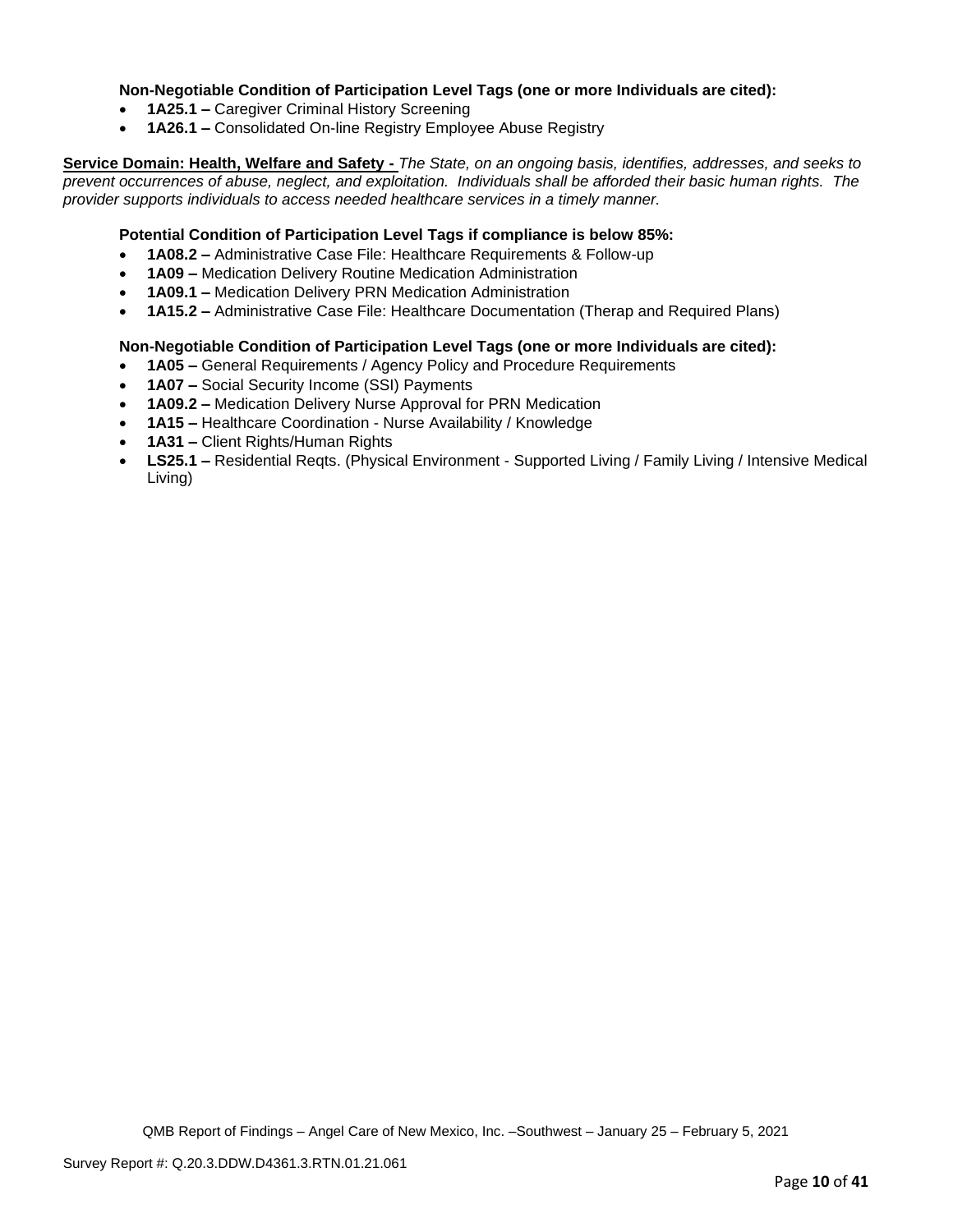**Non-Negotiable Condition of Participation Level Tags (one or more Individuals are cited):**

- **1A25.1 –** Caregiver Criminal History Screening
- **1A26.1 –** Consolidated On-line Registry Employee Abuse Registry

**Service Domain: Health, Welfare and Safety -** *The State, on an ongoing basis, identifies, addresses, and seeks to prevent occurrences of abuse, neglect, and exploitation. Individuals shall be afforded their basic human rights. The provider supports individuals to access needed healthcare services in a timely manner.*

**Potential Condition of Participation Level Tags if compliance is below 85%:**

- **1A08.2 –** Administrative Case File: Healthcare Requirements & Follow-up
- **1A09 –** Medication Delivery Routine Medication Administration
- **1A09.1 –** Medication Delivery PRN Medication Administration
- **1A15.2 –** Administrative Case File: Healthcare Documentation (Therap and Required Plans)

**Non-Negotiable Condition of Participation Level Tags (one or more Individuals are cited):**

- **1A05 –** General Requirements / Agency Policy and Procedure Requirements
- **1A07 –** Social Security Income (SSI) Payments
- **1A09.2 –** Medication Delivery Nurse Approval for PRN Medication
- **1A15 –** Healthcare Coordination - Nurse Availability / Knowledge
- **1A31 –** Client Rights/Human Rights
- **LS25.1 –** Residential Reqts. (Physical Environment - Supported Living / Family Living / Intensive Medical Living)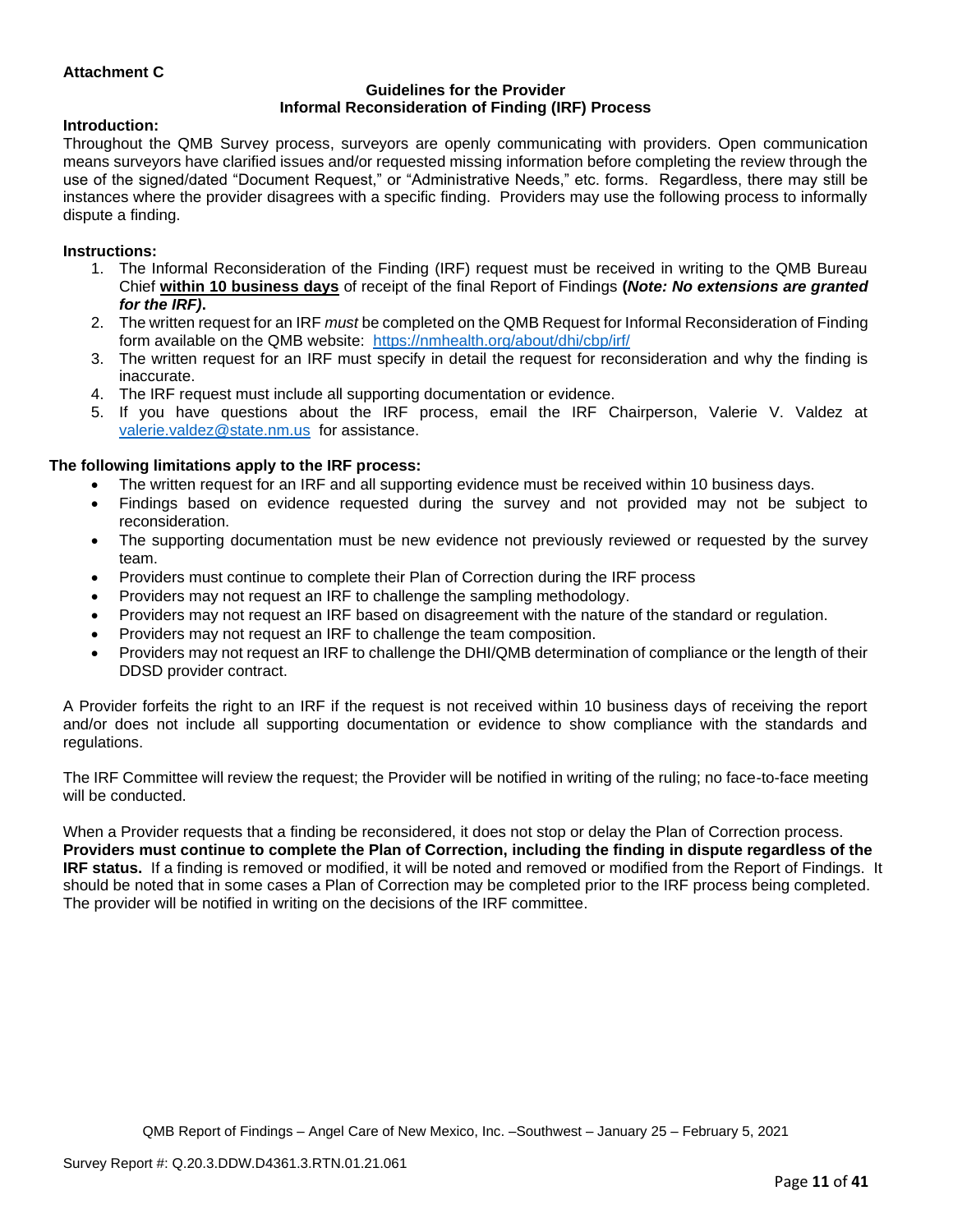**Attachment C**

**Guidelines for the Provider**
**Informal Reconsideration of Finding (IRF) Process**

**Introduction:**

Throughout the QMB Survey process, surveyors are openly communicating with providers. Open communication means surveyors have clarified issues and/or requested missing information before completing the review through the use of the signed/dated "Document Request," or "Administrative Needs," etc. forms. Regardless, there may still be instances where the provider disagrees with a specific finding. Providers may use the following process to informally dispute a finding.

**Instructions:**

1. The Informal Reconsideration of the Finding (IRF) request must be received in writing to the QMB Bureau Chief **within 10 business days** of receipt of the final Report of Findings **(*Note: No extensions are granted for the IRF)*.**
2. The written request for an IRF *must* be completed on the QMB Request for Informal Reconsideration of Finding form available on the QMB website: https://nmhealth.org/about/dhi/cbp/irf/
3. The written request for an IRF must specify in detail the request for reconsideration and why the finding is inaccurate.
4. The IRF request must include all supporting documentation or evidence.
5. If you have questions about the IRF process, email the IRF Chairperson, Valerie V. Valdez at valerie.valdez@state.nm.us for assistance.

**The following limitations apply to the IRF process:**

- The written request for an IRF and all supporting evidence must be received within 10 business days.
- Findings based on evidence requested during the survey and not provided may not be subject to reconsideration.
- The supporting documentation must be new evidence not previously reviewed or requested by the survey team.
- Providers must continue to complete their Plan of Correction during the IRF process
- Providers may not request an IRF to challenge the sampling methodology.
- Providers may not request an IRF based on disagreement with the nature of the standard or regulation.
- Providers may not request an IRF to challenge the team composition.
- Providers may not request an IRF to challenge the DHI/QMB determination of compliance or the length of their DDSD provider contract.

A Provider forfeits the right to an IRF if the request is not received within 10 business days of receiving the report and/or does not include all supporting documentation or evidence to show compliance with the standards and regulations.

The IRF Committee will review the request; the Provider will be notified in writing of the ruling; no face-to-face meeting will be conducted.

When a Provider requests that a finding be reconsidered, it does not stop or delay the Plan of Correction process. **Providers must continue to complete the Plan of Correction, including the finding in dispute regardless of the IRF status.** If a finding is removed or modified, it will be noted and removed or modified from the Report of Findings. It should be noted that in some cases a Plan of Correction may be completed prior to the IRF process being completed. The provider will be notified in writing on the decisions of the IRF committee.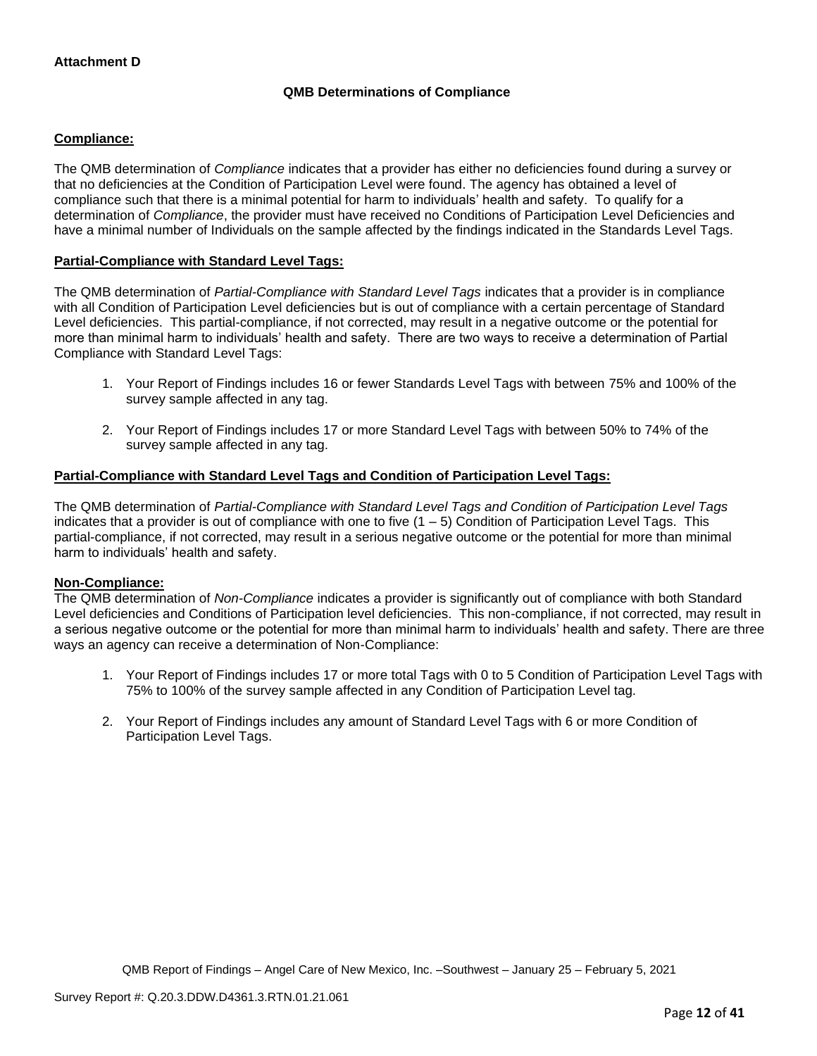**Attachment D**

## QMB Determinations of Compliance

### Compliance:

The QMB determination of *Compliance* indicates that a provider has either no deficiencies found during a survey or that no deficiencies at the Condition of Participation Level were found. The agency has obtained a level of compliance such that there is a minimal potential for harm to individuals' health and safety. To qualify for a determination of *Compliance*, the provider must have received no Conditions of Participation Level Deficiencies and have a minimal number of Individuals on the sample affected by the findings indicated in the Standards Level Tags.

### Partial-Compliance with Standard Level Tags:

The QMB determination of *Partial-Compliance with Standard Level Tags* indicates that a provider is in compliance with all Condition of Participation Level deficiencies but is out of compliance with a certain percentage of Standard Level deficiencies. This partial-compliance, if not corrected, may result in a negative outcome or the potential for more than minimal harm to individuals' health and safety. There are two ways to receive a determination of Partial Compliance with Standard Level Tags:

1. Your Report of Findings includes 16 or fewer Standards Level Tags with between 75% and 100% of the survey sample affected in any tag.
2. Your Report of Findings includes 17 or more Standard Level Tags with between 50% to 74% of the survey sample affected in any tag.

### Partial-Compliance with Standard Level Tags and Condition of Participation Level Tags:

The QMB determination of *Partial-Compliance with Standard Level Tags and Condition of Participation Level Tags* indicates that a provider is out of compliance with one to five (1 – 5) Condition of Participation Level Tags. This partial-compliance, if not corrected, may result in a serious negative outcome or the potential for more than minimal harm to individuals' health and safety.

### Non-Compliance:

The QMB determination of *Non-Compliance* indicates a provider is significantly out of compliance with both Standard Level deficiencies and Conditions of Participation level deficiencies. This non-compliance, if not corrected, may result in a serious negative outcome or the potential for more than minimal harm to individuals' health and safety. There are three ways an agency can receive a determination of Non-Compliance:

1. Your Report of Findings includes 17 or more total Tags with 0 to 5 Condition of Participation Level Tags with 75% to 100% of the survey sample affected in any Condition of Participation Level tag.
2. Your Report of Findings includes any amount of Standard Level Tags with 6 or more Condition of Participation Level Tags.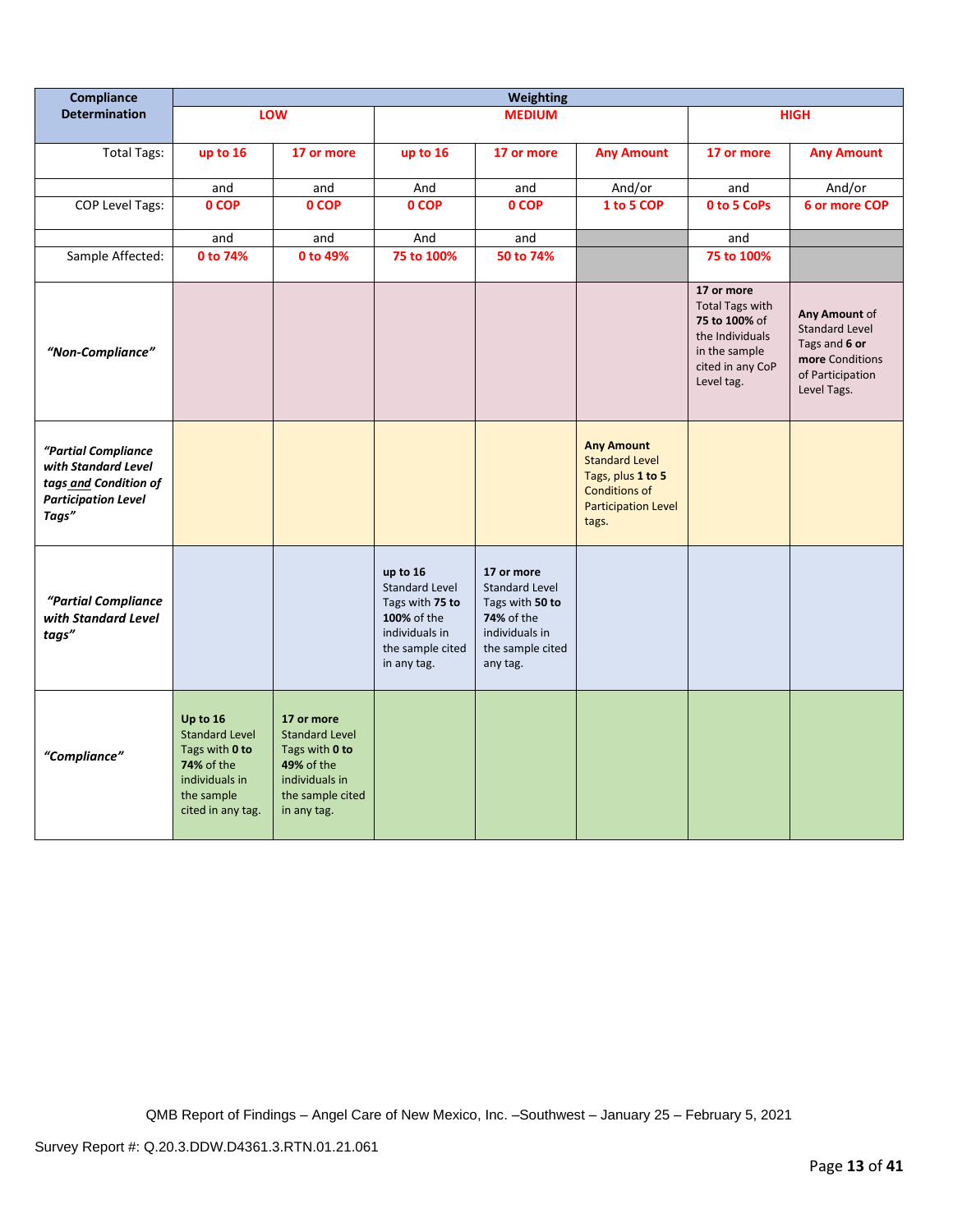| Compliance Determination | Weighting | | | | | | |
|---|---|---|---|---|---|---|---|
| | LOW | | MEDIUM | | | HIGH | |
| Total Tags: | up to 16 | 17 or more | up to 16 | 17 or more | Any Amount | 17 or more | Any Amount |
| | and | and | And | and | And/or | and | And/or |
| COP Level Tags: | 0 COP | 0 COP | 0 COP | 0 COP | 1 to 5 COP | 0 to 5 CoPs | 6 or more COP |
| | and | and | And | and | | and | |
| Sample Affected: | 0 to 74% | 0 to 49% | 75 to 100% | 50 to 74% | | 75 to 100% | |
| *"Non-Compliance"* | | | | | | **17 or more** Total Tags with **75 to 100%** of the Individuals in the sample cited in any CoP Level tag. | **Any Amount** of Standard Level Tags and **6 or more** Conditions of Participation Level Tags. |
| *"Partial Compliance with Standard Level tags and Condition of Participation Level Tags"* | | | | | **Any Amount** Standard Level Tags, plus **1 to 5** Conditions of Participation Level tags. | | |
| *"Partial Compliance with Standard Level tags"* | | | **up to 16** Standard Level Tags with **75 to 100%** of the individuals in the sample cited in any tag. | **17 or more** Standard Level Tags with **50 to 74%** of the individuals in the sample cited any tag. | | | |
| *"Compliance"* | **Up to 16** Standard Level Tags with **0 to 74%** of the individuals in the sample cited in any tag. | **17 or more** Standard Level Tags with **0 to 49%** of the individuals in the sample cited in any tag. | | | | | |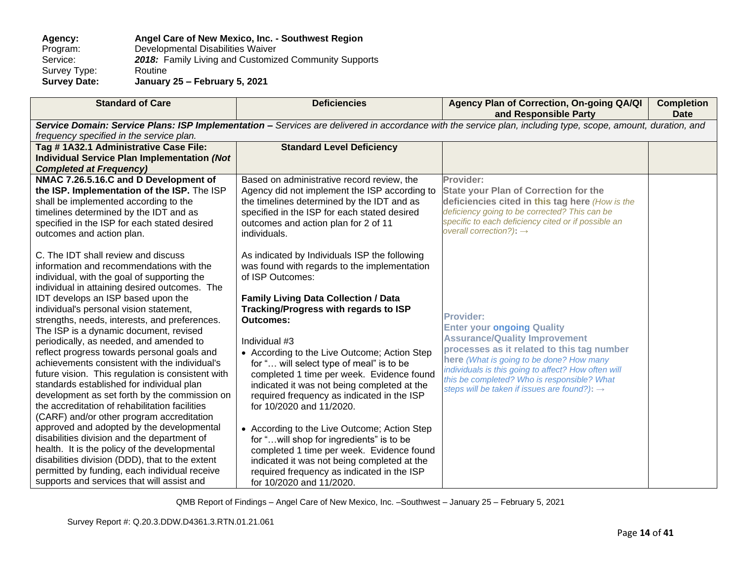**Agency:** **Angel Care of New Mexico, Inc. - Southwest Region**
Program: Developmental Disabilities Waiver
Service: ***2018:*** Family Living and Customized Community Supports
Survey Type: Routine
**Survey Date:** **January 25 – February 5, 2021**

| Standard of Care | Deficiencies | Agency Plan of Correction, On-going QA/QI and Responsible Party | Completion Date |
|---|---|---|---|
| ***Service Domain: Service Plans: ISP Implementation –*** *Services are delivered in accordance with the service plan, including type, scope, amount, duration, and frequency specified in the service plan.* | | | |
| **Tag # 1A32.1 Administrative Case File: Individual Service Plan Implementation *(Not Completed at Frequency)*** | **Standard Level Deficiency** | | |
| **NMAC 7.26.5.16.C and D Development of the ISP. Implementation of the ISP.** The ISP shall be implemented according to the timelines determined by the IDT and as specified in the ISP for each stated desired outcomes and action plan.<br><br>C. The IDT shall review and discuss information and recommendations with the individual, with the goal of supporting the individual in attaining desired outcomes. The IDT develops an ISP based upon the individual's personal vision statement, strengths, needs, interests, and preferences. The ISP is a dynamic document, revised periodically, as needed, and amended to reflect progress towards personal goals and achievements consistent with the individual's future vision. This regulation is consistent with standards established for individual plan development as set forth by the commission on the accreditation of rehabilitation facilities (CARF) and/or other program accreditation approved and adopted by the developmental disabilities division and the department of health. It is the policy of the developmental disabilities division (DDD), that to the extent permitted by funding, each individual receive supports and services that will assist and | Based on administrative record review, the Agency did not implement the ISP according to the timelines determined by the IDT and as specified in the ISP for each stated desired outcomes and action plan for 2 of 11 individuals.<br><br>As indicated by Individuals ISP the following was found with regards to the implementation of ISP Outcomes:<br><br>**Family Living Data Collection / Data Tracking/Progress with regards to ISP Outcomes:**<br><br>Individual #3<br>• According to the Live Outcome; Action Step for "… will select type of meal" is to be completed 1 time per week. Evidence found indicated it was not being completed at the required frequency as indicated in the ISP for 10/2020 and 11/2020.<br><br>• According to the Live Outcome; Action Step for "…will shop for ingredients" is to be completed 1 time per week. Evidence found indicated it was not being completed at the required frequency as indicated in the ISP for 10/2020 and 11/2020. | **Provider:**<br>**State your Plan of Correction for the deficiencies cited in this tag here** *(How is the deficiency going to be corrected? This can be specific to each deficiency cited or if possible an overall correction?)*: →<br><br>**Provider:**<br>**Enter your ongoing Quality Assurance/Quality Improvement processes as it related to this tag number here** *(What is going to be done? How many individuals is this going to affect? How often will this be completed? Who is responsible? What steps will be taken if issues are found?)*: → | |

QMB Report of Findings – Angel Care of New Mexico, Inc. –Southwest – January 25 – February 5, 2021

Survey Report #: Q.20.3.DDW.D4361.3.RTN.01.21.061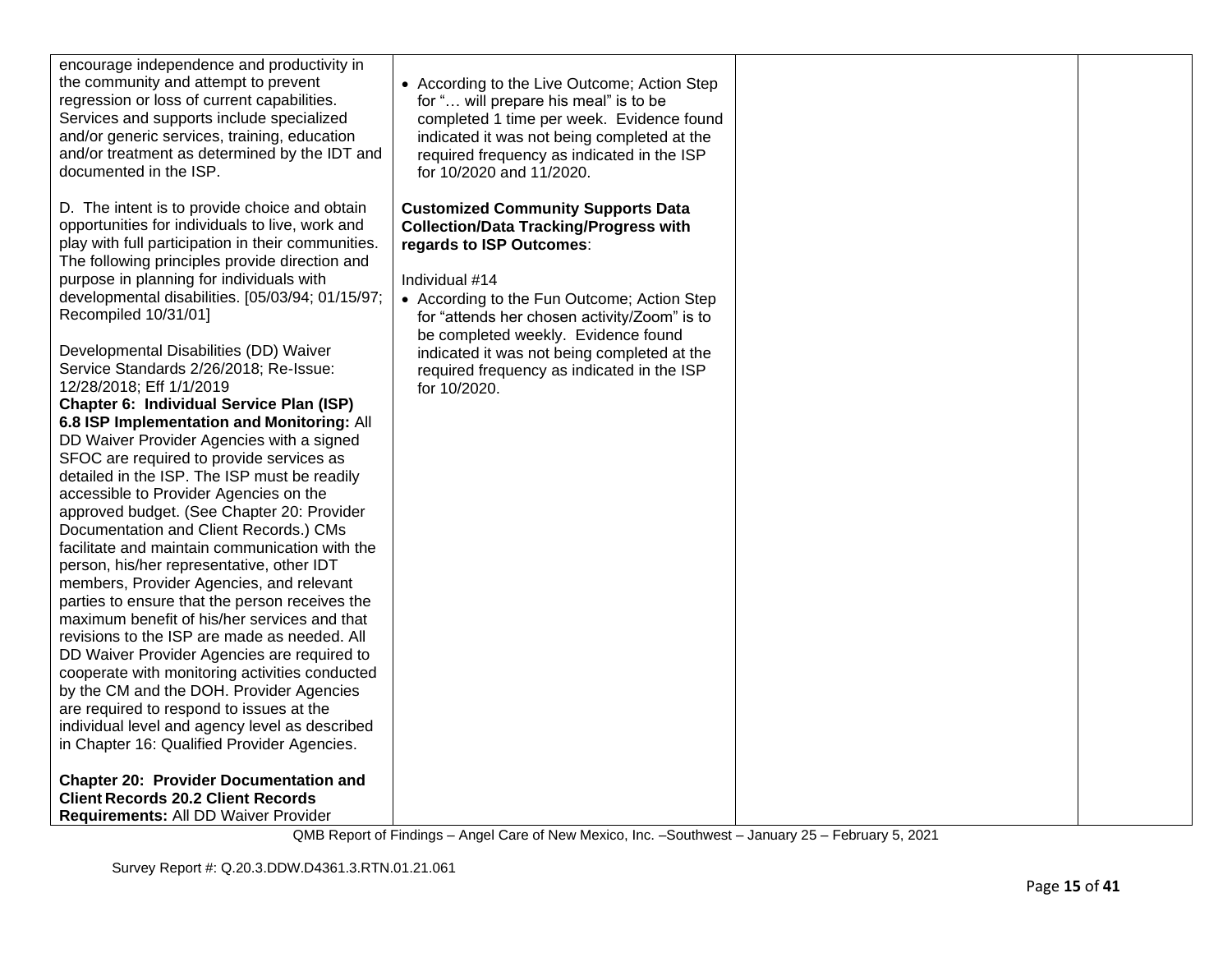| | | | |
|---|---|---|---|
| encourage independence and productivity in the community and attempt to prevent regression or loss of current capabilities. Services and supports include specialized and/or generic services, training, education and/or treatment as determined by the IDT and documented in the ISP.<br><br>D. The intent is to provide choice and obtain opportunities for individuals to live, work and play with full participation in their communities. The following principles provide direction and purpose in planning for individuals with developmental disabilities. [05/03/94; 01/15/97; Recompiled 10/31/01]<br><br>Developmental Disabilities (DD) Waiver Service Standards 2/26/2018; Re-Issue: 12/28/2018; Eff 1/1/2019<br>**Chapter 6: Individual Service Plan (ISP) 6.8 ISP Implementation and Monitoring:** All DD Waiver Provider Agencies with a signed SFOC are required to provide services as detailed in the ISP. The ISP must be readily accessible to Provider Agencies on the approved budget. (See Chapter 20: Provider Documentation and Client Records.) CMs facilitate and maintain communication with the person, his/her representative, other IDT members, Provider Agencies, and relevant parties to ensure that the person receives the maximum benefit of his/her services and that revisions to the ISP are made as needed. All DD Waiver Provider Agencies are required to cooperate with monitoring activities conducted by the CM and the DOH. Provider Agencies are required to respond to issues at the individual level and agency level as described in Chapter 16: Qualified Provider Agencies.<br><br>**Chapter 20: Provider Documentation and Client Records 20.2 Client Records Requirements:** All DD Waiver Provider | • According to the Live Outcome; Action Step for "… will prepare his meal" is to be completed 1 time per week. Evidence found indicated it was not being completed at the required frequency as indicated in the ISP for 10/2020 and 11/2020.<br><br>**Customized Community Supports Data Collection/Data Tracking/Progress with regards to ISP Outcomes**:<br><br>Individual #14<br>• According to the Fun Outcome; Action Step for "attends her chosen activity/Zoom" is to be completed weekly. Evidence found indicated it was not being completed at the required frequency as indicated in the ISP for 10/2020. | | |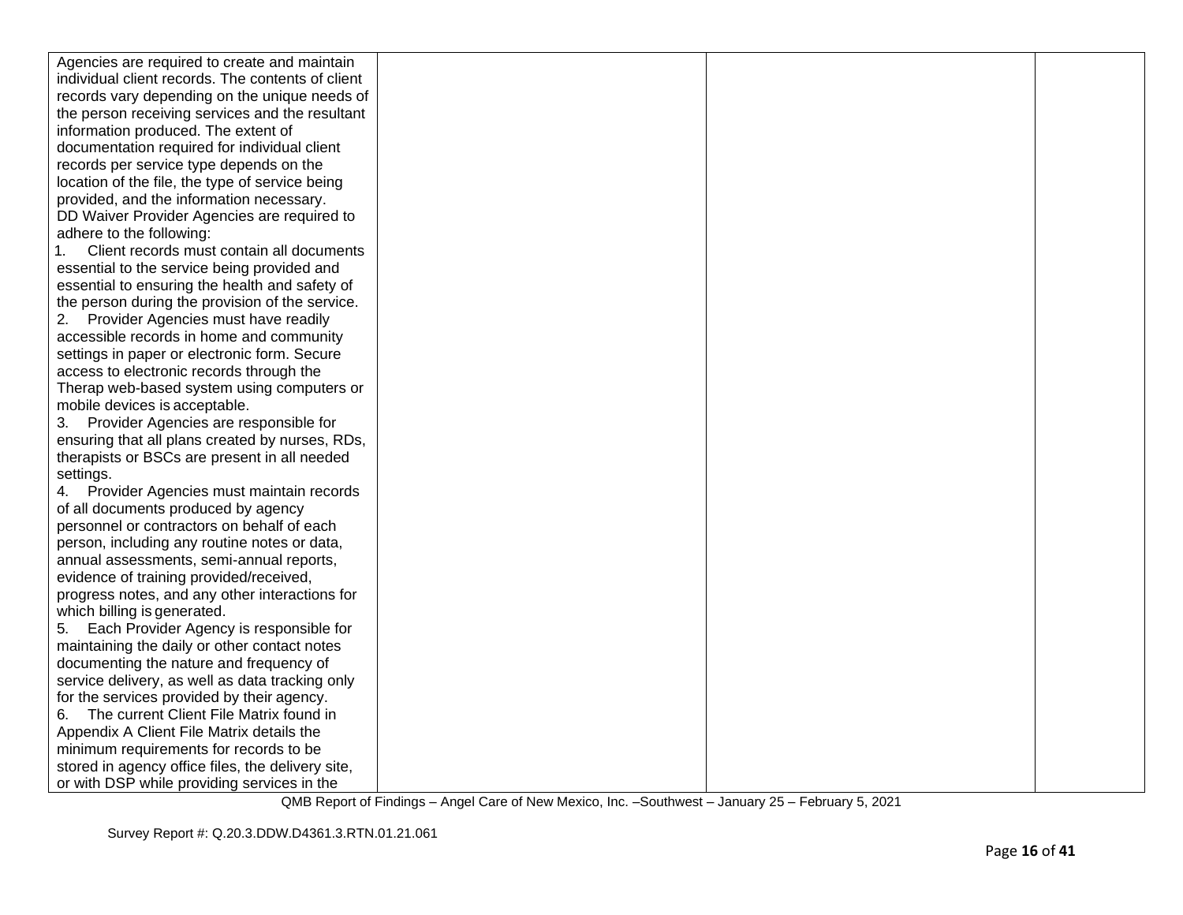| | | | |
|---|---|---|---|
| Agencies are required to create and maintain individual client records. The contents of client records vary depending on the unique needs of the person receiving services and the resultant information produced. The extent of documentation required for individual client records per service type depends on the location of the file, the type of service being provided, and the information necessary.<br>DD Waiver Provider Agencies are required to adhere to the following:<br>1. Client records must contain all documents essential to the service being provided and essential to ensuring the health and safety of the person during the provision of the service.<br>2. Provider Agencies must have readily accessible records in home and community settings in paper or electronic form. Secure access to electronic records through the Therap web-based system using computers or mobile devices is acceptable.<br>3. Provider Agencies are responsible for ensuring that all plans created by nurses, RDs, therapists or BSCs are present in all needed settings.<br>4. Provider Agencies must maintain records of all documents produced by agency personnel or contractors on behalf of each person, including any routine notes or data, annual assessments, semi-annual reports, evidence of training provided/received, progress notes, and any other interactions for which billing is generated.<br>5. Each Provider Agency is responsible for maintaining the daily or other contact notes documenting the nature and frequency of service delivery, as well as data tracking only for the services provided by their agency.<br>6. The current Client File Matrix found in Appendix A Client File Matrix details the minimum requirements for records to be stored in agency office files, the delivery site, or with DSP while providing services in the | | | |

QMB Report of Findings – Angel Care of New Mexico, Inc. –Southwest – January 25 – February 5, 2021

Survey Report #: Q.20.3.DDW.D4361.3.RTN.01.21.061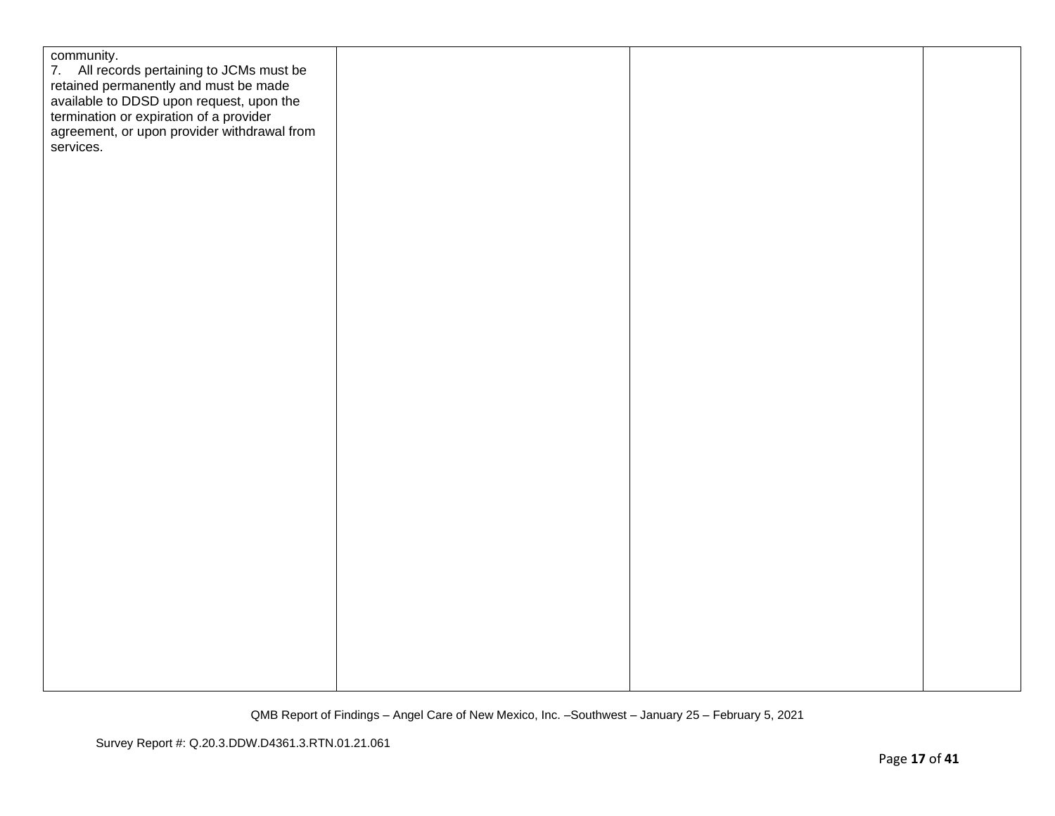| | | | |
|---|---|---|---|
| community.<br>7. All records pertaining to JCMs must be retained permanently and must be made available to DDSD upon request, upon the termination or expiration of a provider agreement, or upon provider withdrawal from services. | | | |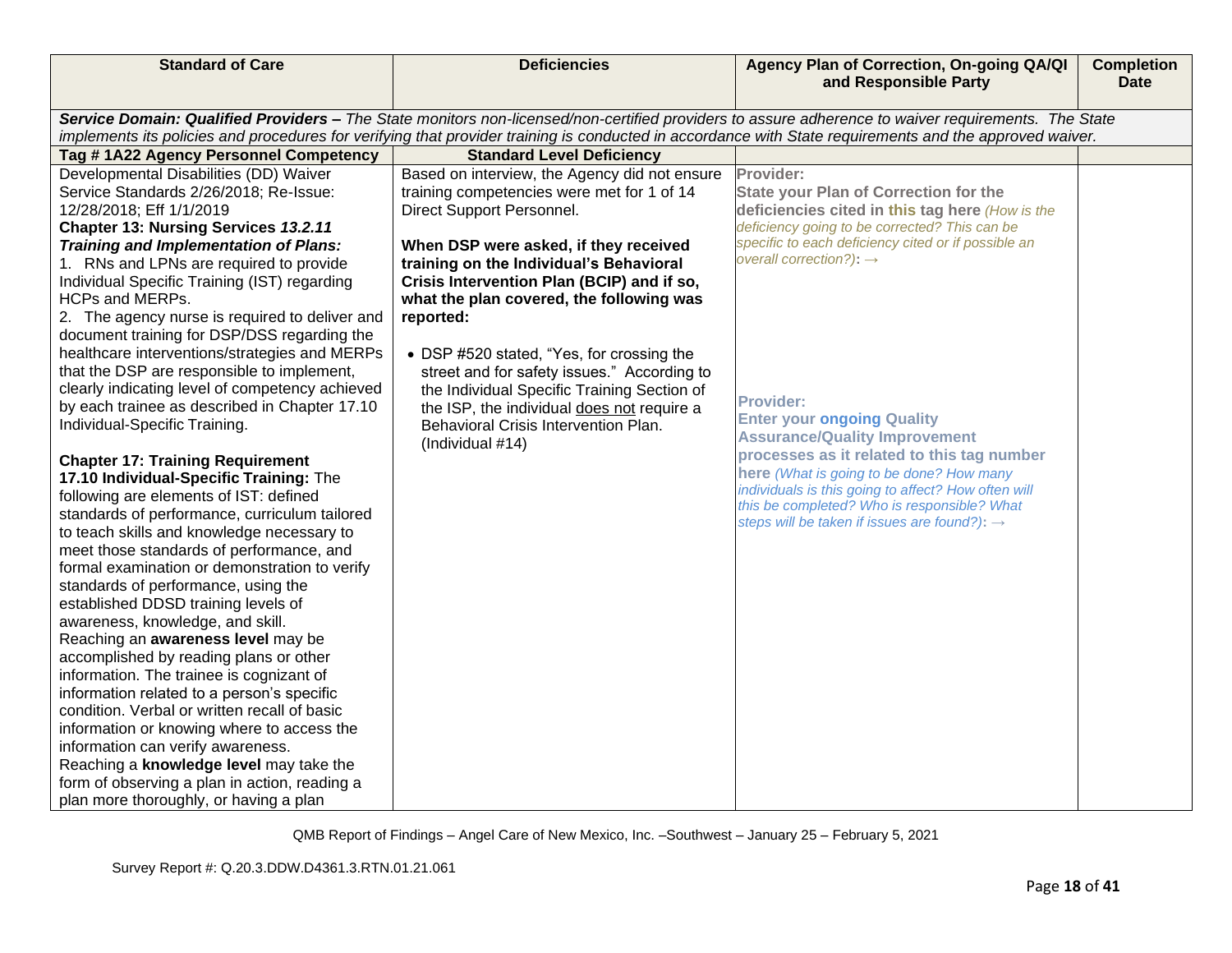| Standard of Care | Deficiencies | Agency Plan of Correction, On-going QA/QI and Responsible Party | Completion Date |
|---|---|---|---|
| ***Service Domain: Qualified Providers –** The State monitors non-licensed/non-certified providers to assure adherence to waiver requirements. The State implements its policies and procedures for verifying that provider training is conducted in accordance with State requirements and the approved waiver.* | | | |
| **Tag # 1A22 Agency Personnel Competency** | **Standard Level Deficiency** | | |
| Developmental Disabilities (DD) Waiver Service Standards 2/26/2018; Re-Issue: 12/28/2018; Eff 1/1/2019<br>**Chapter 13: Nursing Services *13.2.11 Training and Implementation of Plans:***<br>1. RNs and LPNs are required to provide Individual Specific Training (IST) regarding HCPs and MERPs.<br>2. The agency nurse is required to deliver and document training for DSP/DSS regarding the healthcare interventions/strategies and MERPs that the DSP are responsible to implement, clearly indicating level of competency achieved by each trainee as described in Chapter 17.10 Individual-Specific Training.<br><br>**Chapter 17: Training Requirement**<br>**17.10 Individual-Specific Training:** The following are elements of IST: defined standards of performance, curriculum tailored to teach skills and knowledge necessary to meet those standards of performance, and formal examination or demonstration to verify standards of performance, using the established DDSD training levels of awareness, knowledge, and skill.<br>Reaching an **awareness level** may be accomplished by reading plans or other information. The trainee is cognizant of information related to a person's specific condition. Verbal or written recall of basic information or knowing where to access the information can verify awareness.<br>Reaching a **knowledge level** may take the form of observing a plan in action, reading a plan more thoroughly, or having a plan | Based on interview, the Agency did not ensure training competencies were met for 1 of 14 Direct Support Personnel.<br><br>**When DSP were asked, if they received training on the Individual's Behavioral Crisis Intervention Plan (BCIP) and if so, what the plan covered, the following was reported:**<br><br>• DSP #520 stated, "Yes, for crossing the street and for safety issues." According to the Individual Specific Training Section of the ISP, the individual does not require a Behavioral Crisis Intervention Plan. (Individual #14) | **Provider:**<br>**State your Plan of Correction for the deficiencies cited in this tag here** *(How is the deficiency going to be corrected? This can be specific to each deficiency cited or if possible an overall correction?)*: →<br><br><br><br>**Provider:**<br>**Enter your ongoing Quality Assurance/Quality Improvement processes as it related to this tag number here** *(What is going to be done? How many individuals is this going to affect? How often will this be completed? Who is responsible? What steps will be taken if issues are found?)*: → | |

QMB Report of Findings – Angel Care of New Mexico, Inc. –Southwest – January 25 – February 5, 2021

Survey Report #: Q.20.3.DDW.D4361.3.RTN.01.21.061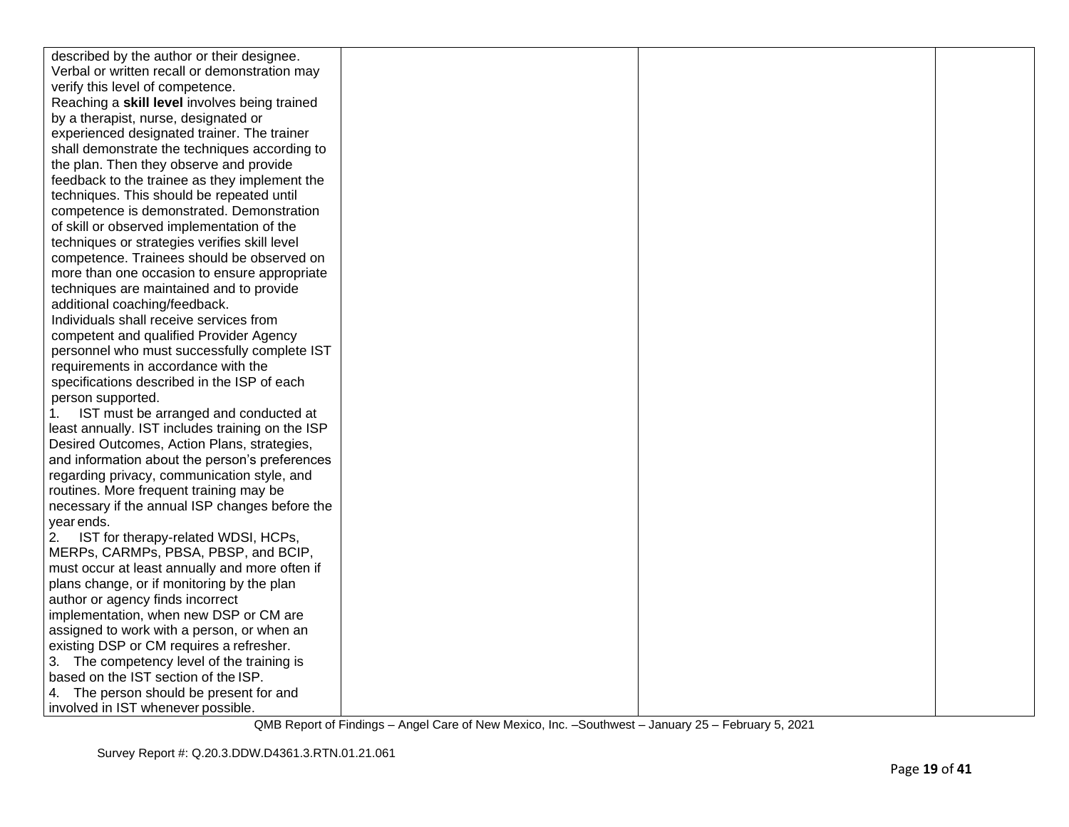| | | | |
|---|---|---|---|
| described by the author or their designee. Verbal or written recall or demonstration may verify this level of competence.<br>Reaching a **skill level** involves being trained by a therapist, nurse, designated or experienced designated trainer. The trainer shall demonstrate the techniques according to the plan. Then they observe and provide feedback to the trainee as they implement the techniques. This should be repeated until competence is demonstrated. Demonstration of skill or observed implementation of the techniques or strategies verifies skill level competence. Trainees should be observed on more than one occasion to ensure appropriate techniques are maintained and to provide additional coaching/feedback.<br>Individuals shall receive services from competent and qualified Provider Agency personnel who must successfully complete IST requirements in accordance with the specifications described in the ISP of each person supported.<br>1. IST must be arranged and conducted at least annually. IST includes training on the ISP Desired Outcomes, Action Plans, strategies, and information about the person's preferences regarding privacy, communication style, and routines. More frequent training may be necessary if the annual ISP changes before the year ends.<br>2. IST for therapy-related WDSI, HCPs, MERPs, CARMPs, PBSA, PBSP, and BCIP, must occur at least annually and more often if plans change, or if monitoring by the plan author or agency finds incorrect implementation, when new DSP or CM are assigned to work with a person, or when an existing DSP or CM requires a refresher.<br>3. The competency level of the training is based on the IST section of the ISP.<br>4. The person should be present for and involved in IST whenever possible. | | | |

QMB Report of Findings – Angel Care of New Mexico, Inc. –Southwest – January 25 – February 5, 2021

Survey Report #: Q.20.3.DDW.D4361.3.RTN.01.21.061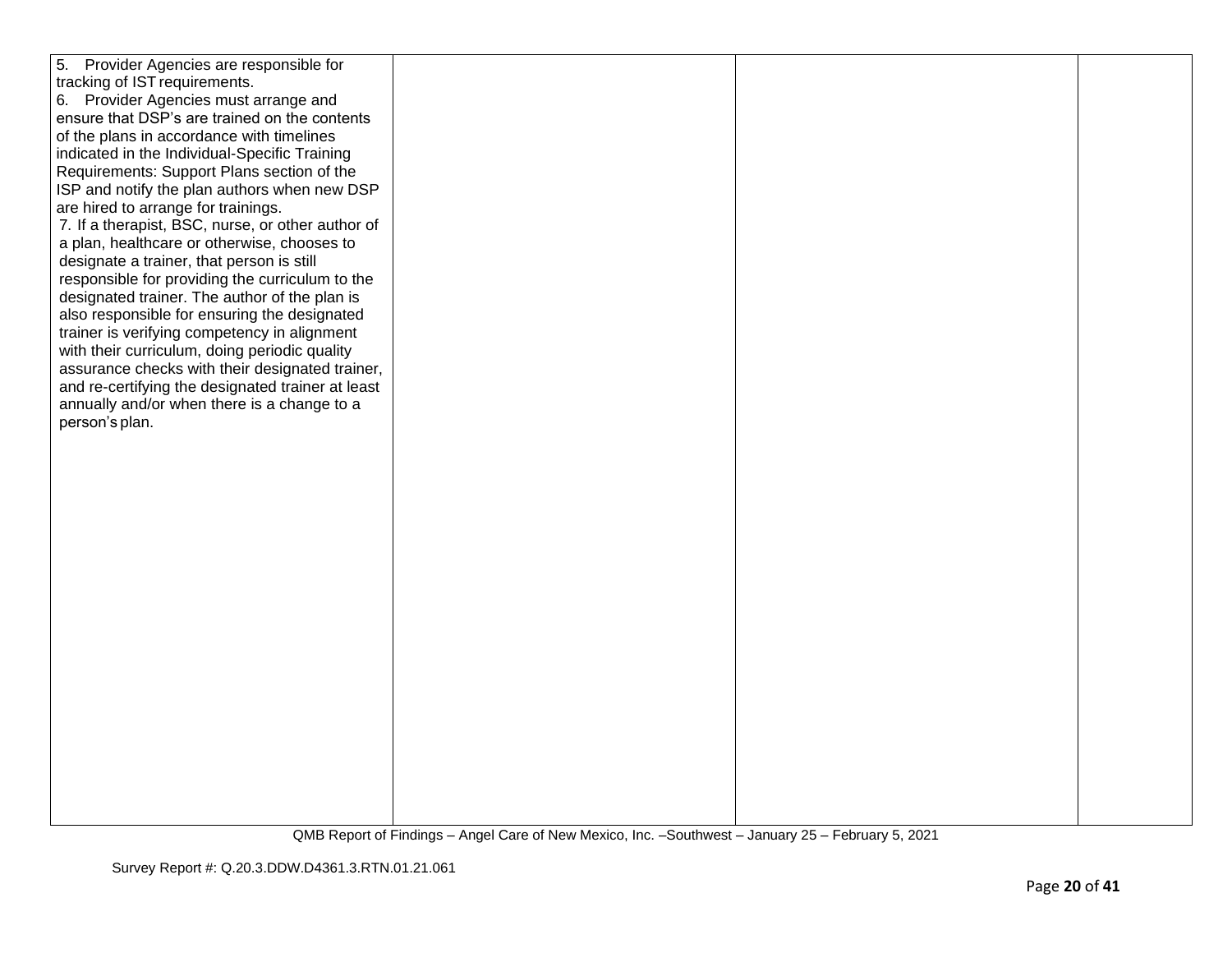| | | | |
|---|---|---|---|
| 5. Provider Agencies are responsible for tracking of IST requirements.<br>6. Provider Agencies must arrange and ensure that DSP's are trained on the contents of the plans in accordance with timelines indicated in the Individual-Specific Training Requirements: Support Plans section of the ISP and notify the plan authors when new DSP are hired to arrange for trainings.<br>7. If a therapist, BSC, nurse, or other author of a plan, healthcare or otherwise, chooses to designate a trainer, that person is still responsible for providing the curriculum to the designated trainer. The author of the plan is also responsible for ensuring the designated trainer is verifying competency in alignment with their curriculum, doing periodic quality assurance checks with their designated trainer, and re-certifying the designated trainer at least annually and/or when there is a change to a person's plan. | | | |

QMB Report of Findings – Angel Care of New Mexico, Inc. –Southwest – January 25 – February 5, 2021

Survey Report #: Q.20.3.DDW.D4361.3.RTN.01.21.061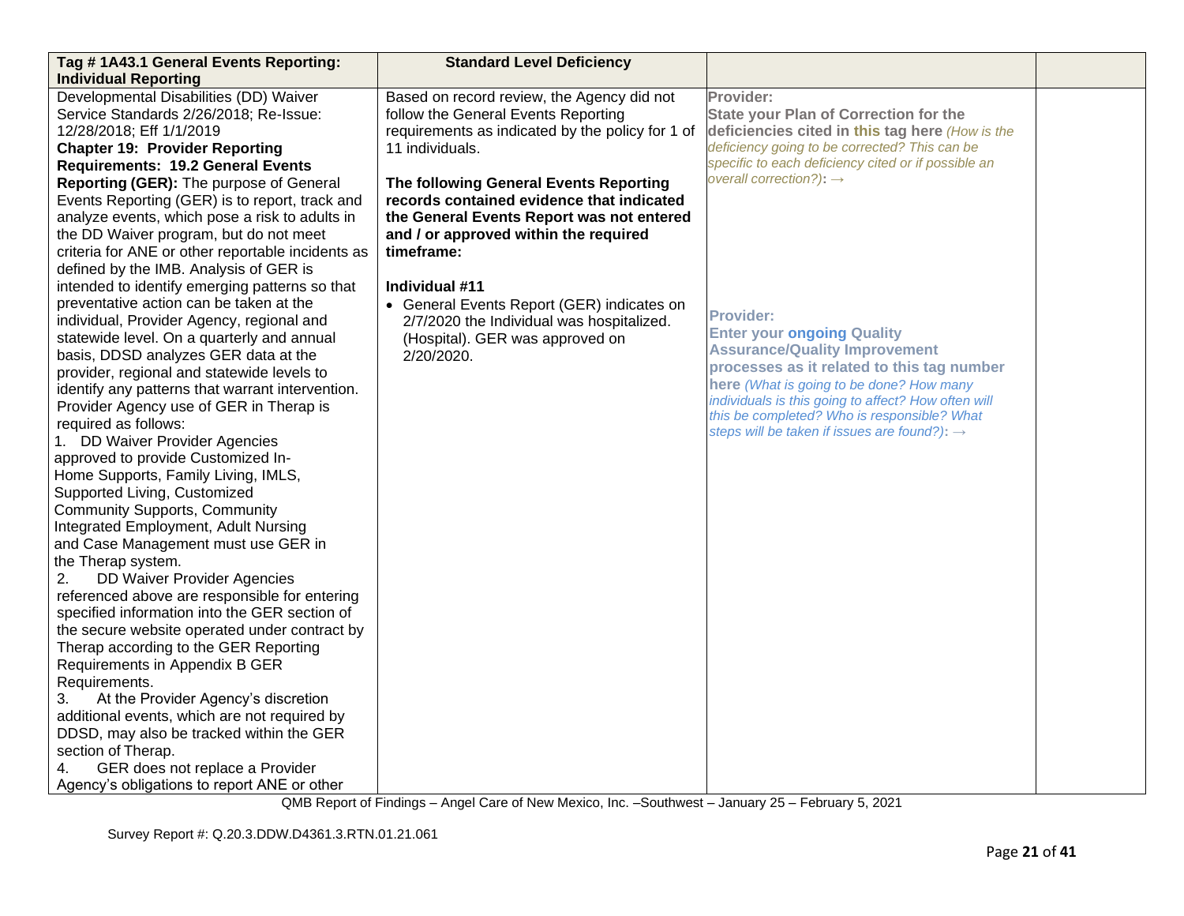| Tag # 1A43.1 General Events Reporting: Individual Reporting | Standard Level Deficiency | | |
|---|---|---|---|
| Developmental Disabilities (DD) Waiver Service Standards 2/26/2018; Re-Issue: 12/28/2018; Eff 1/1/2019<br>**Chapter 19: Provider Reporting Requirements: 19.2 General Events Reporting (GER):** The purpose of General Events Reporting (GER) is to report, track and analyze events, which pose a risk to adults in the DD Waiver program, but do not meet criteria for ANE or other reportable incidents as defined by the IMB. Analysis of GER is intended to identify emerging patterns so that preventative action can be taken at the individual, Provider Agency, regional and statewide level. On a quarterly and annual basis, DDSD analyzes GER data at the provider, regional and statewide levels to identify any patterns that warrant intervention. Provider Agency use of GER in Therap is required as follows:<br>1. DD Waiver Provider Agencies approved to provide Customized In-Home Supports, Family Living, IMLS, Supported Living, Customized Community Supports, Community Integrated Employment, Adult Nursing and Case Management must use GER in the Therap system.<br>2. DD Waiver Provider Agencies referenced above are responsible for entering specified information into the GER section of the secure website operated under contract by Therap according to the GER Reporting Requirements in Appendix B GER Requirements.<br>3. At the Provider Agency's discretion additional events, which are not required by DDSD, may also be tracked within the GER section of Therap.<br>4. GER does not replace a Provider Agency's obligations to report ANE or other | Based on record review, the Agency did not follow the General Events Reporting requirements as indicated by the policy for 1 of 11 individuals.<br><br>**The following General Events Reporting records contained evidence that indicated the General Events Report was not entered and / or approved within the required timeframe:**<br><br>**Individual #11**<br>• General Events Report (GER) indicates on 2/7/2020 the Individual was hospitalized. (Hospital). GER was approved on 2/20/2020. | **Provider:**<br>**State your Plan of Correction for the deficiencies cited in this tag here** *(How is the deficiency going to be corrected? This can be specific to each deficiency cited or if possible an overall correction?)*: →<br><br><br>**Provider:**<br>**Enter your ongoing Quality Assurance/Quality Improvement processes as it related to this tag number here** *(What is going to be done? How many individuals is this going to affect? How often will this be completed? Who is responsible? What steps will be taken if issues are found?)*: → | |

QMB Report of Findings – Angel Care of New Mexico, Inc. –Southwest – January 25 – February 5, 2021

Survey Report #: Q.20.3.DDW.D4361.3.RTN.01.21.061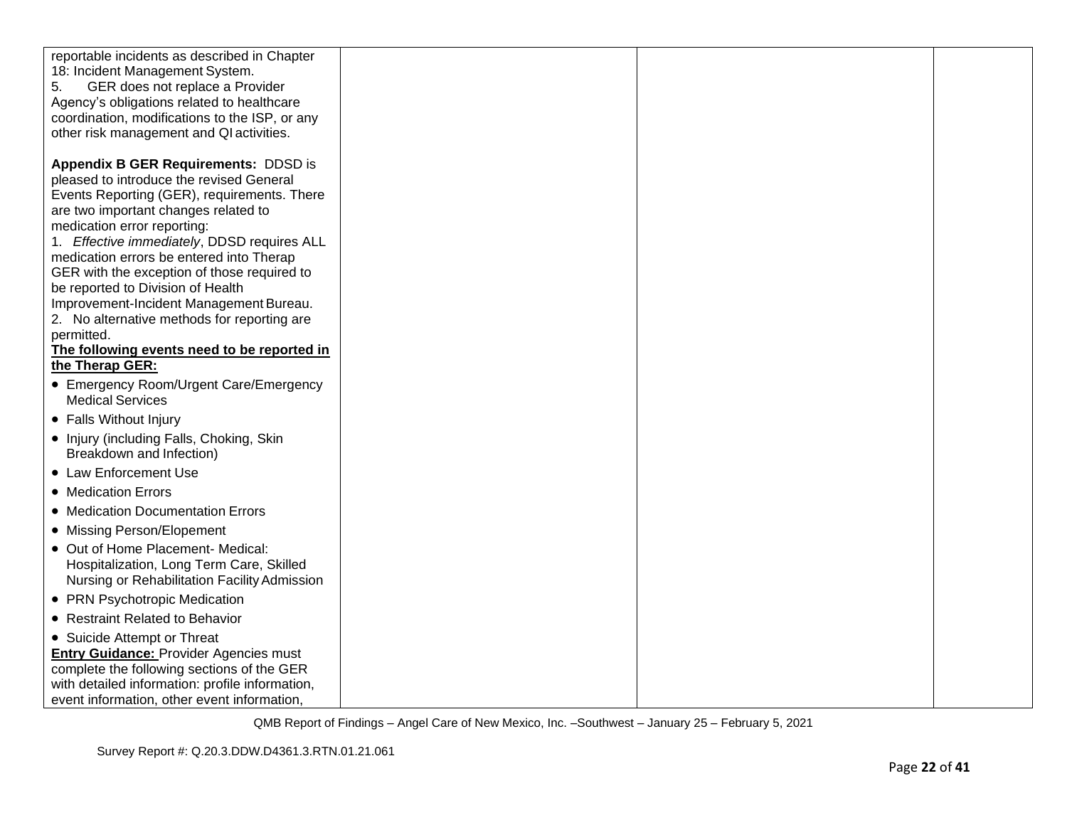| | | | |
|---|---|---|---|
| reportable incidents as described in Chapter 18: Incident Management System.<br>5. GER does not replace a Provider Agency's obligations related to healthcare coordination, modifications to the ISP, or any other risk management and QI activities.<br><br>**Appendix B GER Requirements:** DDSD is pleased to introduce the revised General Events Reporting (GER), requirements. There are two important changes related to medication error reporting:<br>1. *Effective immediately*, DDSD requires ALL medication errors be entered into Therap GER with the exception of those required to be reported to Division of Health Improvement-Incident Management Bureau.<br>2. No alternative methods for reporting are permitted.<br>**<u>The following events need to be reported in the Therap GER:</u>**<br>• Emergency Room/Urgent Care/Emergency Medical Services<br>• Falls Without Injury<br>• Injury (including Falls, Choking, Skin Breakdown and Infection)<br>• Law Enforcement Use<br>• Medication Errors<br>• Medication Documentation Errors<br>• Missing Person/Elopement<br>• Out of Home Placement- Medical: Hospitalization, Long Term Care, Skilled Nursing or Rehabilitation Facility Admission<br>• PRN Psychotropic Medication<br>• Restraint Related to Behavior<br>• Suicide Attempt or Threat<br>**<u>Entry Guidance:</u>** Provider Agencies must complete the following sections of the GER with detailed information: profile information, event information, other event information, | | | |

QMB Report of Findings – Angel Care of New Mexico, Inc. –Southwest – January 25 – February 5, 2021

Survey Report #: Q.20.3.DDW.D4361.3.RTN.01.21.061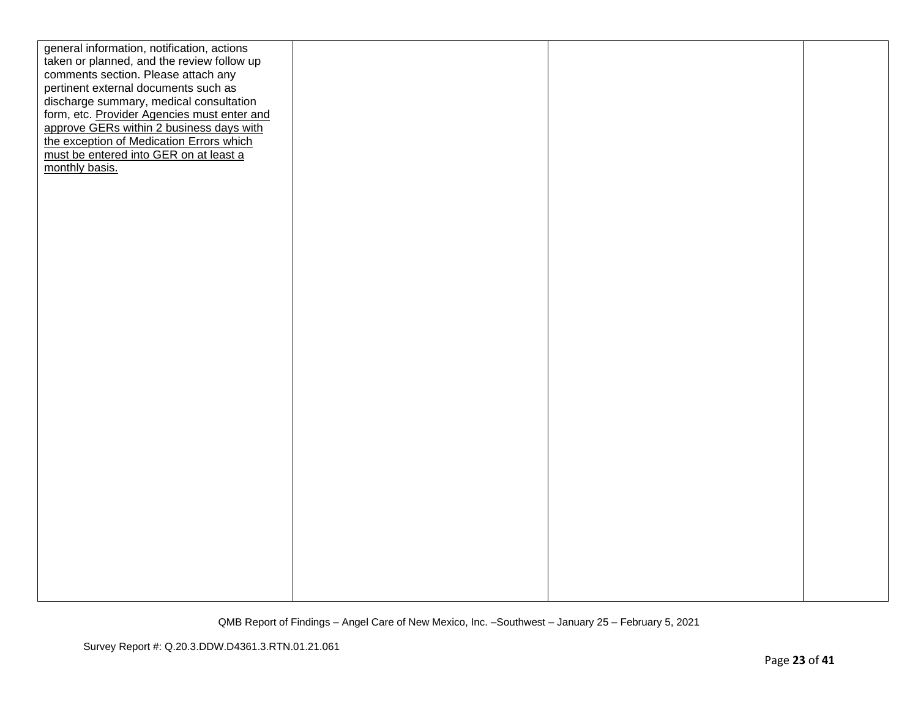| | | | |
|---|---|---|---|
| general information, notification, actions taken or planned, and the review follow up comments section. Please attach any pertinent external documents such as discharge summary, medical consultation form, etc. Provider Agencies must enter and approve GERs within 2 business days with the exception of Medication Errors which must be entered into GER on at least a monthly basis. | | | |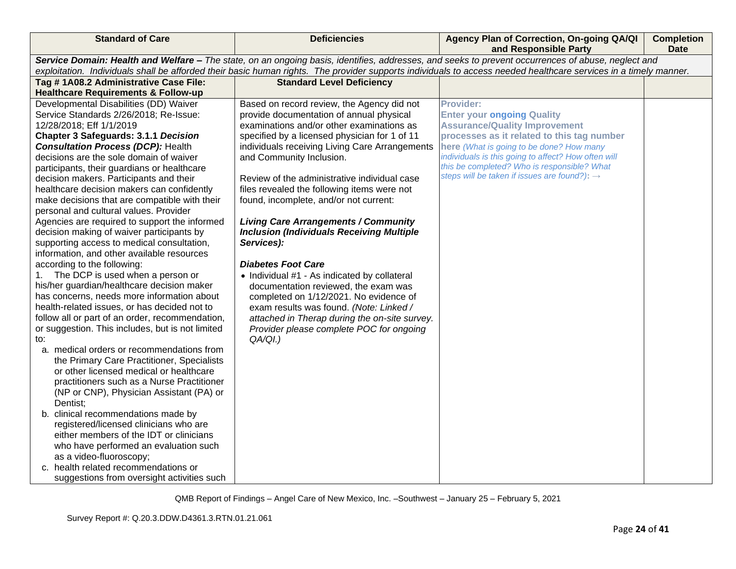| Standard of Care | Deficiencies | Agency Plan of Correction, On-going QA/QI and Responsible Party | Completion Date |
|---|---|---|---|
| ***Service Domain: Health and Welfare –*** *The state, on an ongoing basis, identifies, addresses, and seeks to prevent occurrences of abuse, neglect and exploitation. Individuals shall be afforded their basic human rights. The provider supports individuals to access needed healthcare services in a timely manner.* | | | |
| **Tag # 1A08.2 Administrative Case File: Healthcare Requirements & Follow-up** | **Standard Level Deficiency** | | |
| Developmental Disabilities (DD) Waiver Service Standards 2/26/2018; Re-Issue: 12/28/2018; Eff 1/1/2019<br>**Chapter 3 Safeguards: 3.1.1 *Decision Consultation Process (DCP):*** Health decisions are the sole domain of waiver participants, their guardians or healthcare decision makers. Participants and their healthcare decision makers can confidently make decisions that are compatible with their personal and cultural values. Provider Agencies are required to support the informed decision making of waiver participants by supporting access to medical consultation, information, and other available resources according to the following:<br>1. The DCP is used when a person or his/her guardian/healthcare decision maker has concerns, needs more information about health-related issues, or has decided not to follow all or part of an order, recommendation, or suggestion. This includes, but is not limited to:<br>a. medical orders or recommendations from the Primary Care Practitioner, Specialists or other licensed medical or healthcare practitioners such as a Nurse Practitioner (NP or CNP), Physician Assistant (PA) or Dentist;<br>b. clinical recommendations made by registered/licensed clinicians who are either members of the IDT or clinicians who have performed an evaluation such as a video-fluoroscopy;<br>c. health related recommendations or suggestions from oversight activities such | Based on record review, the Agency did not provide documentation of annual physical examinations and/or other examinations as specified by a licensed physician for 1 of 11 individuals receiving Living Care Arrangements and Community Inclusion.<br><br>Review of the administrative individual case files revealed the following items were not found, incomplete, and/or not current:<br><br>***Living Care Arrangements / Community Inclusion (Individuals Receiving Multiple Services):***<br><br>***Diabetes Foot Care***<br>• Individual #1 - As indicated by collateral documentation reviewed, the exam was completed on 1/12/2021. No evidence of exam results was found. *(Note: Linked / attached in Therap during the on-site survey. Provider please complete POC for ongoing QA/QI.)* | **Provider:**<br>**Enter your ongoing Quality Assurance/Quality Improvement processes as it related to this tag number here** *(What is going to be done? How many individuals is this going to affect? How often will this be completed? Who is responsible? What steps will be taken if issues are found?)*: → | |

QMB Report of Findings – Angel Care of New Mexico, Inc. –Southwest – January 25 – February 5, 2021

Survey Report #: Q.20.3.DDW.D4361.3.RTN.01.21.061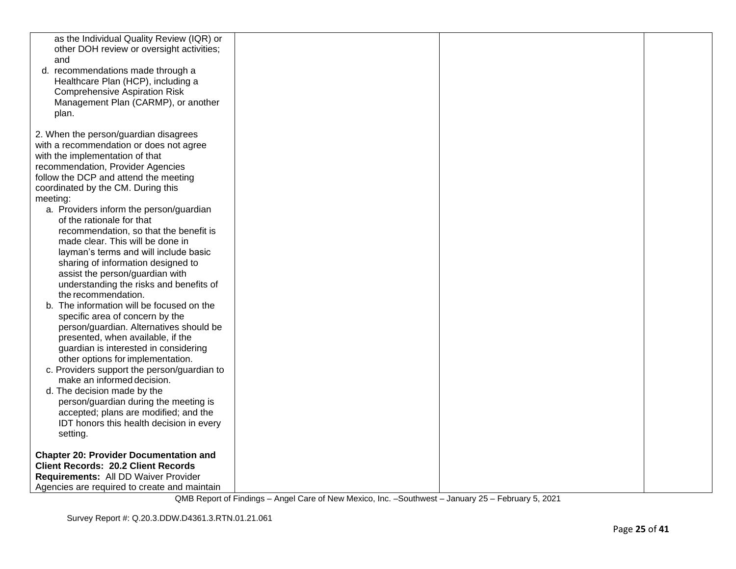| | | | |
|---|---|---|---|
| as the Individual Quality Review (IQR) or other DOH review or oversight activities; and<br>d. recommendations made through a Healthcare Plan (HCP), including a Comprehensive Aspiration Risk Management Plan (CARMP), or another plan.<br><br>2. When the person/guardian disagrees with a recommendation or does not agree with the implementation of that recommendation, Provider Agencies follow the DCP and attend the meeting coordinated by the CM. During this meeting:<br>a. Providers inform the person/guardian of the rationale for that recommendation, so that the benefit is made clear. This will be done in layman's terms and will include basic sharing of information designed to assist the person/guardian with understanding the risks and benefits of the recommendation.<br>b. The information will be focused on the specific area of concern by the person/guardian. Alternatives should be presented, when available, if the guardian is interested in considering other options for implementation.<br>c. Providers support the person/guardian to make an informed decision.<br>d. The decision made by the person/guardian during the meeting is accepted; plans are modified; and the IDT honors this health decision in every setting.<br><br>**Chapter 20: Provider Documentation and Client Records: 20.2 Client Records Requirements:** All DD Waiver Provider Agencies are required to create and maintain | | | |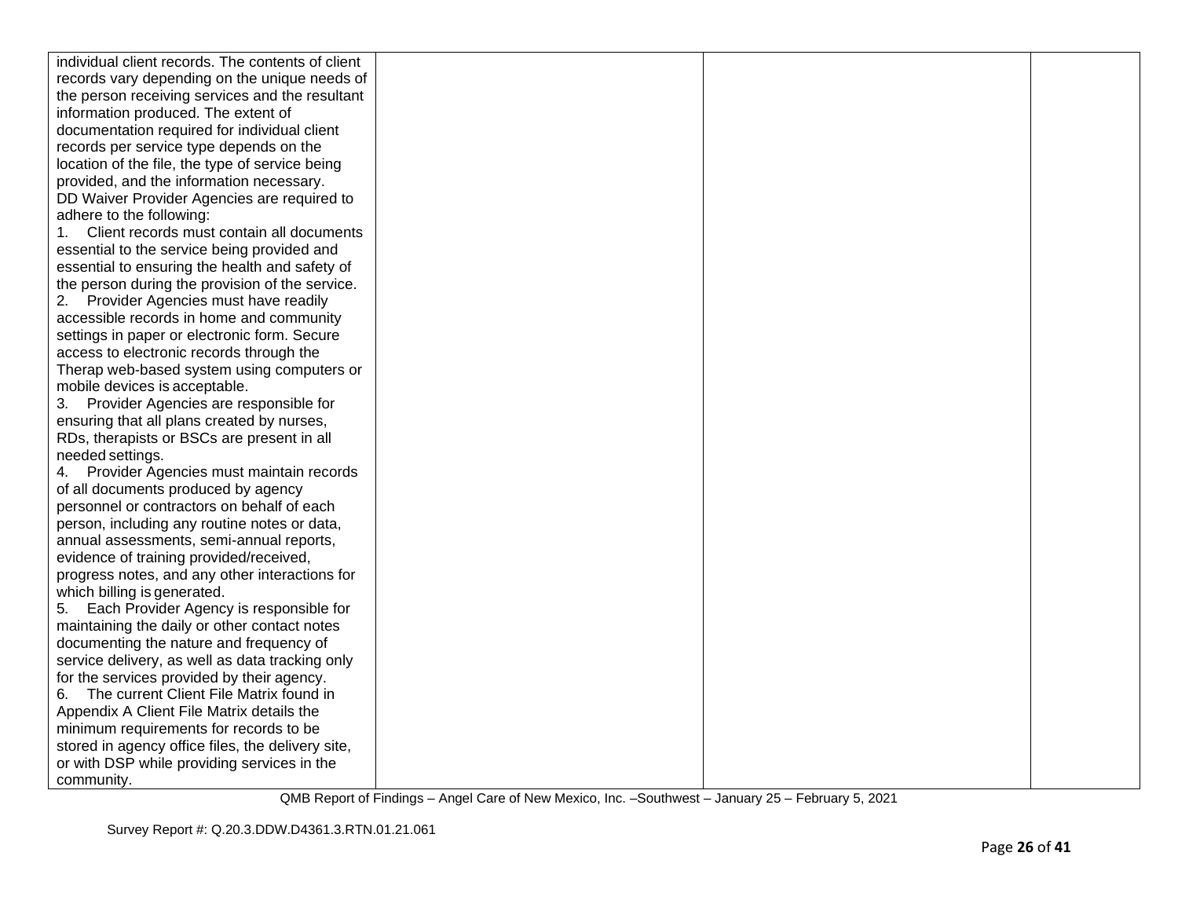| | | | |
|---|---|---|---|
| individual client records. The contents of client records vary depending on the unique needs of the person receiving services and the resultant information produced. The extent of documentation required for individual client records per service type depends on the location of the file, the type of service being provided, and the information necessary.<br>DD Waiver Provider Agencies are required to adhere to the following:<br>1. Client records must contain all documents essential to the service being provided and essential to ensuring the health and safety of the person during the provision of the service.<br>2. Provider Agencies must have readily accessible records in home and community settings in paper or electronic form. Secure access to electronic records through the Therap web-based system using computers or mobile devices is acceptable.<br>3. Provider Agencies are responsible for ensuring that all plans created by nurses, RDs, therapists or BSCs are present in all needed settings.<br>4. Provider Agencies must maintain records of all documents produced by agency personnel or contractors on behalf of each person, including any routine notes or data, annual assessments, semi-annual reports, evidence of training provided/received, progress notes, and any other interactions for which billing is generated.<br>5. Each Provider Agency is responsible for maintaining the daily or other contact notes documenting the nature and frequency of service delivery, as well as data tracking only for the services provided by their agency.<br>6. The current Client File Matrix found in Appendix A Client File Matrix details the minimum requirements for records to be stored in agency office files, the delivery site, or with DSP while providing services in the community. | | | |

QMB Report of Findings – Angel Care of New Mexico, Inc. –Southwest – January 25 – February 5, 2021

Survey Report #: Q.20.3.DDW.D4361.3.RTN.01.21.061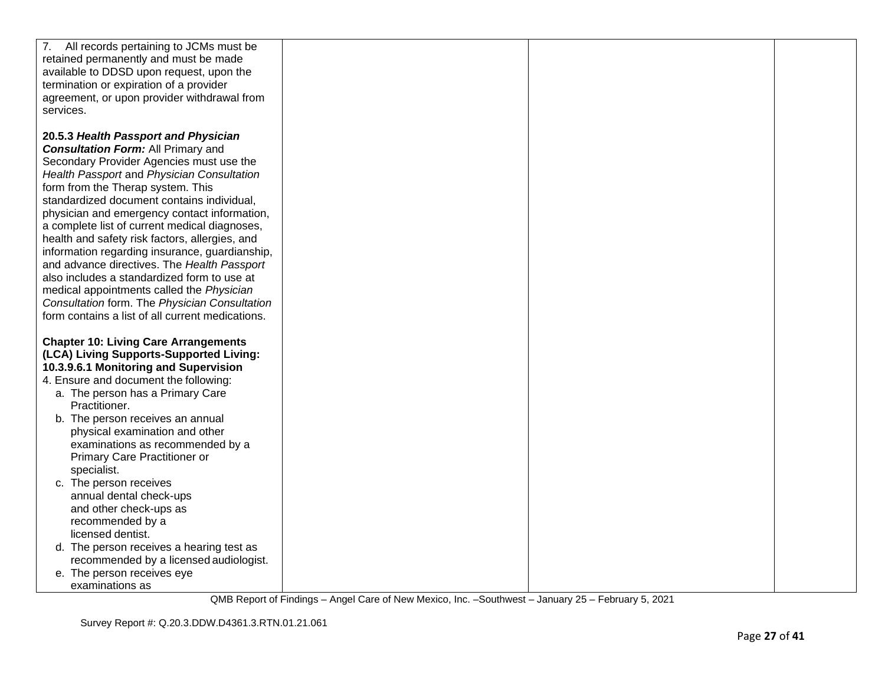| | | | |
|---|---|---|---|
| 7. All records pertaining to JCMs must be retained permanently and must be made available to DDSD upon request, upon the termination or expiration of a provider agreement, or upon provider withdrawal from services.<br><br>**20.5.3 *Health Passport and Physician Consultation Form:*** All Primary and Secondary Provider Agencies must use the *Health Passport* and *Physician Consultation* form from the Therap system. This standardized document contains individual, physician and emergency contact information, a complete list of current medical diagnoses, health and safety risk factors, allergies, and information regarding insurance, guardianship, and advance directives. The *Health Passport* also includes a standardized form to use at medical appointments called the *Physician Consultation* form. The *Physician Consultation* form contains a list of all current medications.<br><br>**Chapter 10: Living Care Arrangements (LCA) Living Supports-Supported Living: 10.3.9.6.1 Monitoring and Supervision**<br>4. Ensure and document the following:<br>a. The person has a Primary Care Practitioner.<br>b. The person receives an annual physical examination and other examinations as recommended by a Primary Care Practitioner or specialist.<br>c. The person receives annual dental check-ups and other check-ups as recommended by a licensed dentist.<br>d. The person receives a hearing test as recommended by a licensed audiologist.<br>e. The person receives eye examinations as | | | |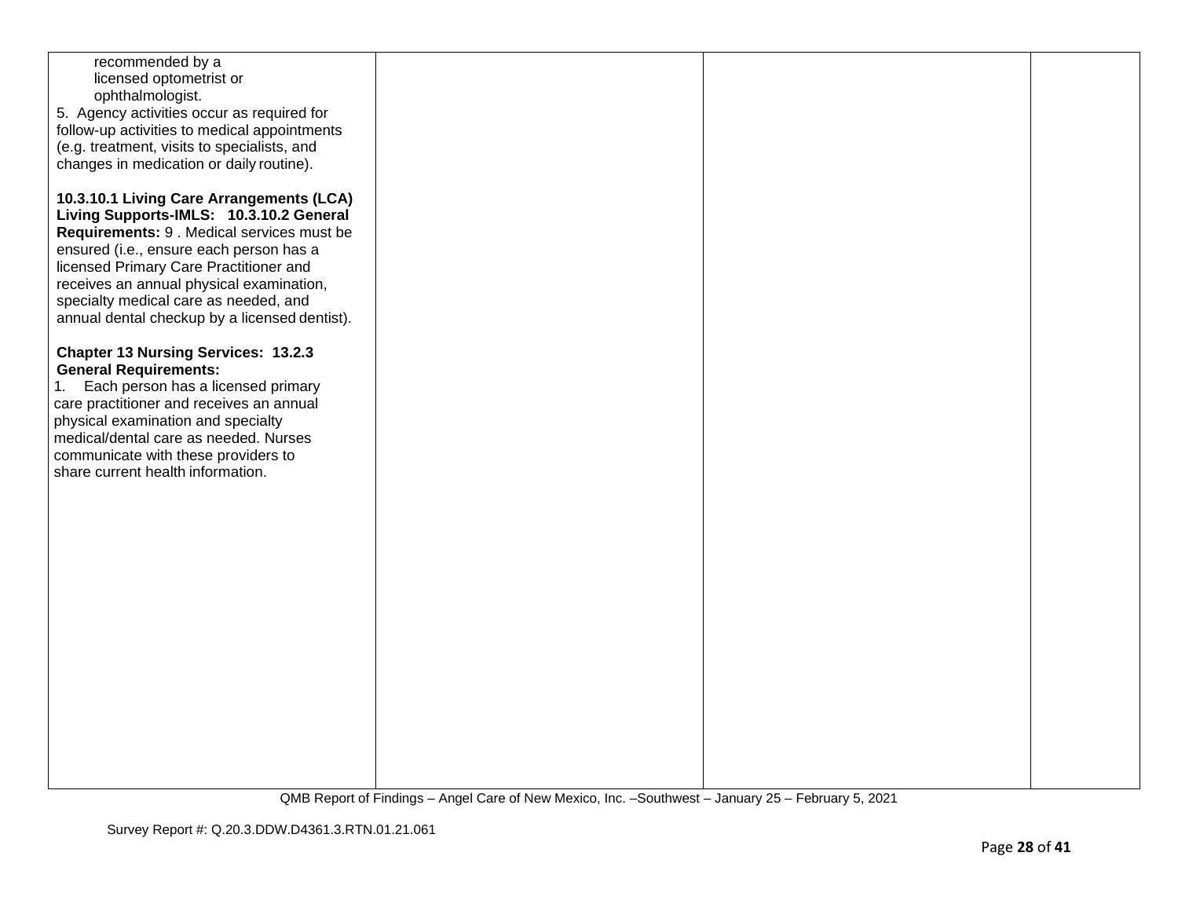| | | | |
|---|---|---|---|
| recommended by a licensed optometrist or ophthalmologist.<br>5. Agency activities occur as required for follow-up activities to medical appointments (e.g. treatment, visits to specialists, and changes in medication or daily routine).<br><br>**10.3.10.1 Living Care Arrangements (LCA) Living Supports-IMLS: 10.3.10.2 General Requirements:** 9 . Medical services must be ensured (i.e., ensure each person has a licensed Primary Care Practitioner and receives an annual physical examination, specialty medical care as needed, and annual dental checkup by a licensed dentist).<br><br>**Chapter 13 Nursing Services: 13.2.3 General Requirements:**<br>1. Each person has a licensed primary care practitioner and receives an annual physical examination and specialty medical/dental care as needed. Nurses communicate with these providers to share current health information. | | | |

QMB Report of Findings – Angel Care of New Mexico, Inc. –Southwest – January 25 – February 5, 2021

Survey Report #: Q.20.3.DDW.D4361.3.RTN.01.21.061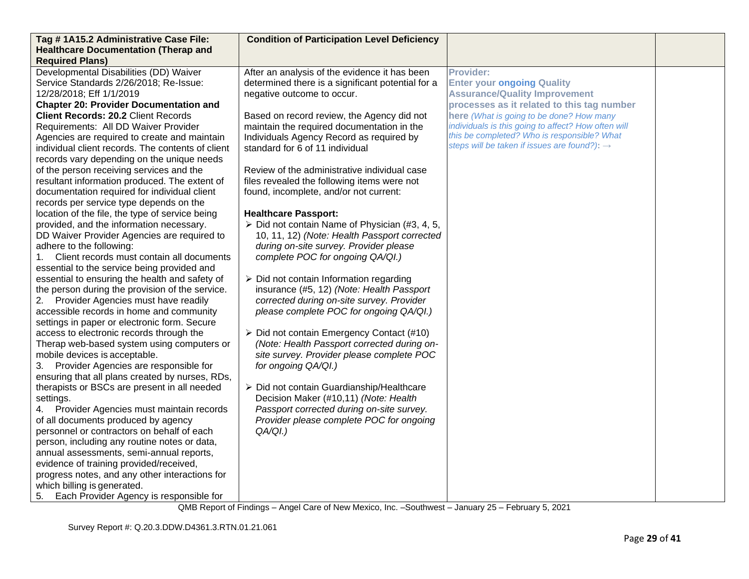| **Tag # 1A15.2 Administrative Case File: Healthcare Documentation (Therap and Required Plans)** | **Condition of Participation Level Deficiency** | | |
|---|---|---|---|
| Developmental Disabilities (DD) Waiver Service Standards 2/26/2018; Re-Issue: 12/28/2018; Eff 1/1/2019<br>**Chapter 20: Provider Documentation and Client Records: 20.2** Client Records Requirements: All DD Waiver Provider Agencies are required to create and maintain individual client records. The contents of client records vary depending on the unique needs of the person receiving services and the resultant information produced. The extent of documentation required for individual client records per service type depends on the location of the file, the type of service being provided, and the information necessary.<br>DD Waiver Provider Agencies are required to adhere to the following:<br>1. Client records must contain all documents essential to the service being provided and essential to ensuring the health and safety of the person during the provision of the service.<br>2. Provider Agencies must have readily accessible records in home and community settings in paper or electronic form. Secure access to electronic records through the Therap web-based system using computers or mobile devices is acceptable.<br>3. Provider Agencies are responsible for ensuring that all plans created by nurses, RDs, therapists or BSCs are present in all needed settings.<br>4. Provider Agencies must maintain records of all documents produced by agency personnel or contractors on behalf of each person, including any routine notes or data, annual assessments, semi-annual reports, evidence of training provided/received, progress notes, and any other interactions for which billing is generated.<br>5. Each Provider Agency is responsible for | After an analysis of the evidence it has been determined there is a significant potential for a negative outcome to occur.<br><br>Based on record review, the Agency did not maintain the required documentation in the Individuals Agency Record as required by standard for 6 of 11 individual<br><br>Review of the administrative individual case files revealed the following items were not found, incomplete, and/or not current:<br><br>**Healthcare Passport:**<br>➢ Did not contain Name of Physician (#3, 4, 5, 10, 11, 12) *(Note: Health Passport corrected during on-site survey. Provider please complete POC for ongoing QA/QI.)*<br><br>➢ Did not contain Information regarding insurance (#5, 12) *(Note: Health Passport corrected during on-site survey. Provider please complete POC for ongoing QA/QI.)*<br><br>➢ Did not contain Emergency Contact (#10) *(Note: Health Passport corrected during on-site survey. Provider please complete POC for ongoing QA/QI.)*<br><br>➢ Did not contain Guardianship/Healthcare Decision Maker (#10,11) *(Note: Health Passport corrected during on-site survey. Provider please complete POC for ongoing QA/QI.)* | **Provider:**<br>**Enter your ongoing Quality Assurance/Quality Improvement processes as it related to this tag number here** *(What is going to be done? How many individuals is this going to affect? How often will this be completed? Who is responsible? What steps will be taken if issues are found?)*: → | |

QMB Report of Findings – Angel Care of New Mexico, Inc. –Southwest – January 25 – February 5, 2021

Survey Report #: Q.20.3.DDW.D4361.3.RTN.01.21.061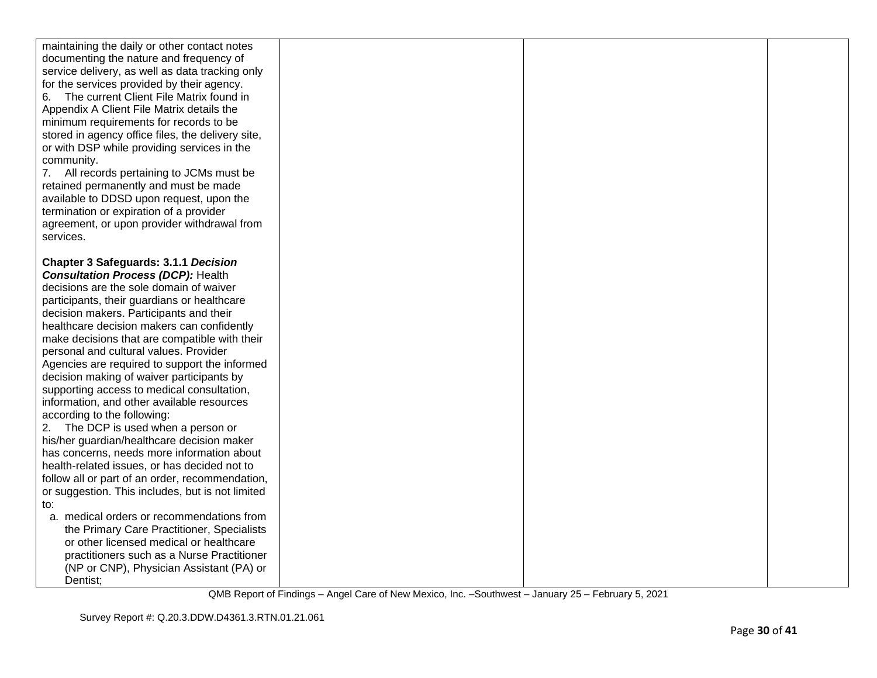| | | | |
|---|---|---|---|
| maintaining the daily or other contact notes documenting the nature and frequency of service delivery, as well as data tracking only for the services provided by their agency.<br>6. The current Client File Matrix found in Appendix A Client File Matrix details the minimum requirements for records to be stored in agency office files, the delivery site, or with DSP while providing services in the community.<br>7. All records pertaining to JCMs must be retained permanently and must be made available to DDSD upon request, upon the termination or expiration of a provider agreement, or upon provider withdrawal from services.<br><br>**Chapter 3 Safeguards: 3.1.1 *Decision Consultation Process (DCP):*** Health decisions are the sole domain of waiver participants, their guardians or healthcare decision makers. Participants and their healthcare decision makers can confidently make decisions that are compatible with their personal and cultural values. Provider Agencies are required to support the informed decision making of waiver participants by supporting access to medical consultation, information, and other available resources according to the following:<br>2. The DCP is used when a person or his/her guardian/healthcare decision maker has concerns, needs more information about health-related issues, or has decided not to follow all or part of an order, recommendation, or suggestion. This includes, but is not limited to:<br>a. medical orders or recommendations from the Primary Care Practitioner, Specialists or other licensed medical or healthcare practitioners such as a Nurse Practitioner (NP or CNP), Physician Assistant (PA) or Dentist; | | | |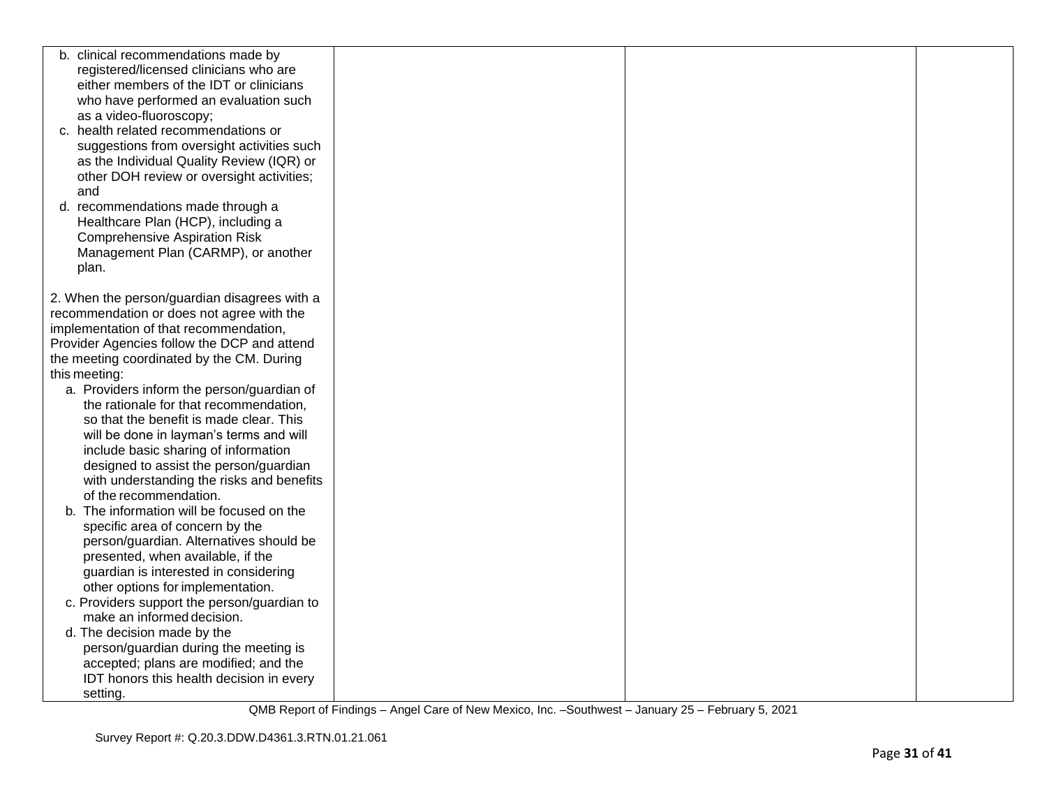| | | | |
|---|---|---|---|
| b. clinical recommendations made by registered/licensed clinicians who are either members of the IDT or clinicians who have performed an evaluation such as a video-fluoroscopy;<br>c. health related recommendations or suggestions from oversight activities such as the Individual Quality Review (IQR) or other DOH review or oversight activities; and<br>d. recommendations made through a Healthcare Plan (HCP), including a Comprehensive Aspiration Risk Management Plan (CARMP), or another plan.<br><br>2. When the person/guardian disagrees with a recommendation or does not agree with the implementation of that recommendation, Provider Agencies follow the DCP and attend the meeting coordinated by the CM. During this meeting:<br>a. Providers inform the person/guardian of the rationale for that recommendation, so that the benefit is made clear. This will be done in layman's terms and will include basic sharing of information designed to assist the person/guardian with understanding the risks and benefits of the recommendation.<br>b. The information will be focused on the specific area of concern by the person/guardian. Alternatives should be presented, when available, if the guardian is interested in considering other options for implementation.<br>c. Providers support the person/guardian to make an informed decision.<br>d. The decision made by the person/guardian during the meeting is accepted; plans are modified; and the IDT honors this health decision in every setting. | | | |

QMB Report of Findings – Angel Care of New Mexico, Inc. –Southwest – January 25 – February 5, 2021

Survey Report #: Q.20.3.DDW.D4361.3.RTN.01.21.061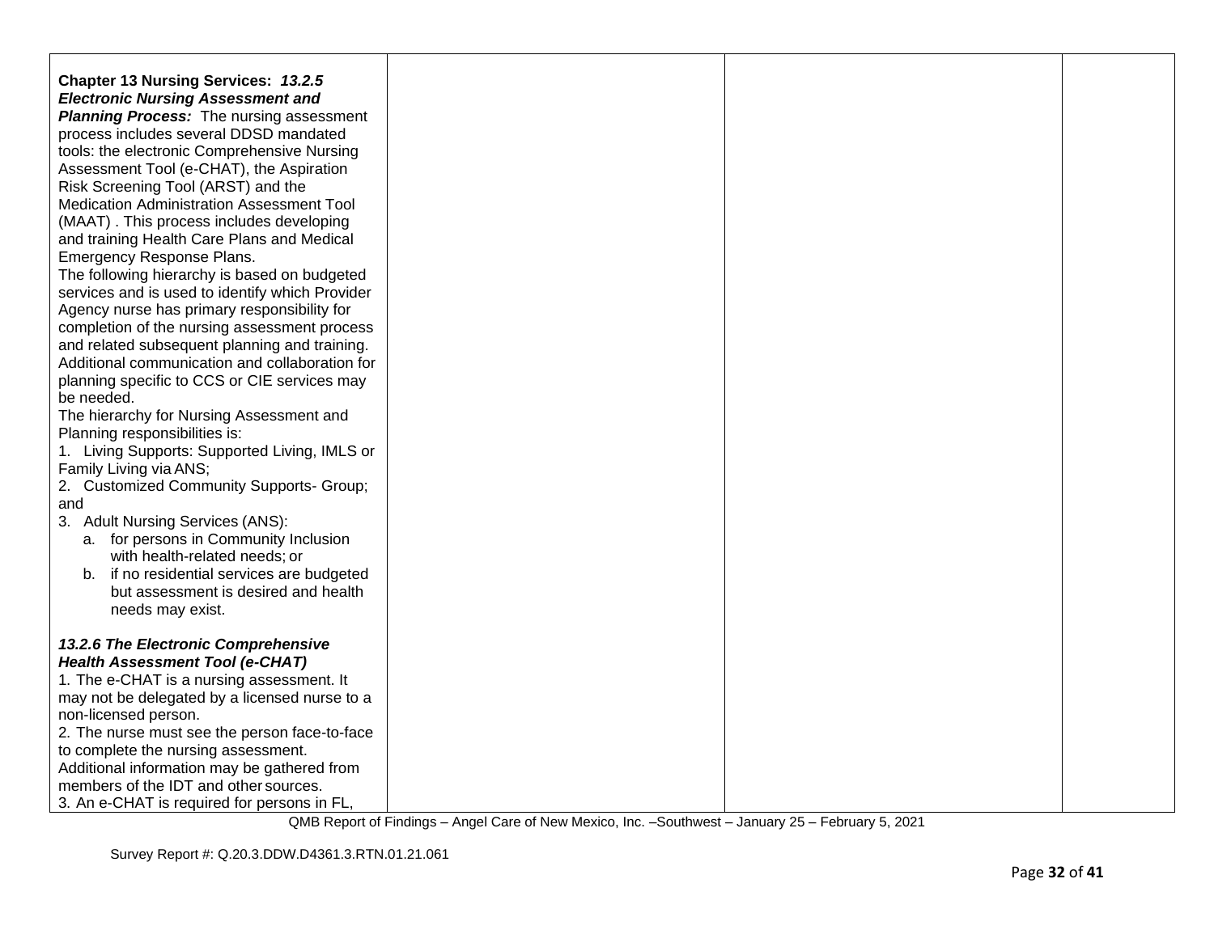| | | | |
|---|---|---|---|
| **Chapter 13 Nursing Services:** ***13.2.5 Electronic Nursing Assessment and Planning Process:*** The nursing assessment process includes several DDSD mandated tools: the electronic Comprehensive Nursing Assessment Tool (e-CHAT), the Aspiration Risk Screening Tool (ARST) and the Medication Administration Assessment Tool (MAAT) . This process includes developing and training Health Care Plans and Medical Emergency Response Plans.<br>The following hierarchy is based on budgeted services and is used to identify which Provider Agency nurse has primary responsibility for completion of the nursing assessment process and related subsequent planning and training. Additional communication and collaboration for planning specific to CCS or CIE services may be needed.<br>The hierarchy for Nursing Assessment and Planning responsibilities is:<br>1. Living Supports: Supported Living, IMLS or Family Living via ANS;<br>2. Customized Community Supports- Group; and<br>3. Adult Nursing Services (ANS):<br>a. for persons in Community Inclusion with health-related needs; or<br>b. if no residential services are budgeted but assessment is desired and health needs may exist.<br><br>***13.2.6 The Electronic Comprehensive Health Assessment Tool (e-CHAT)***<br>1. The e-CHAT is a nursing assessment. It may not be delegated by a licensed nurse to a non-licensed person.<br>2. The nurse must see the person face-to-face to complete the nursing assessment. Additional information may be gathered from members of the IDT and other sources.<br>3. An e-CHAT is required for persons in FL, | | | |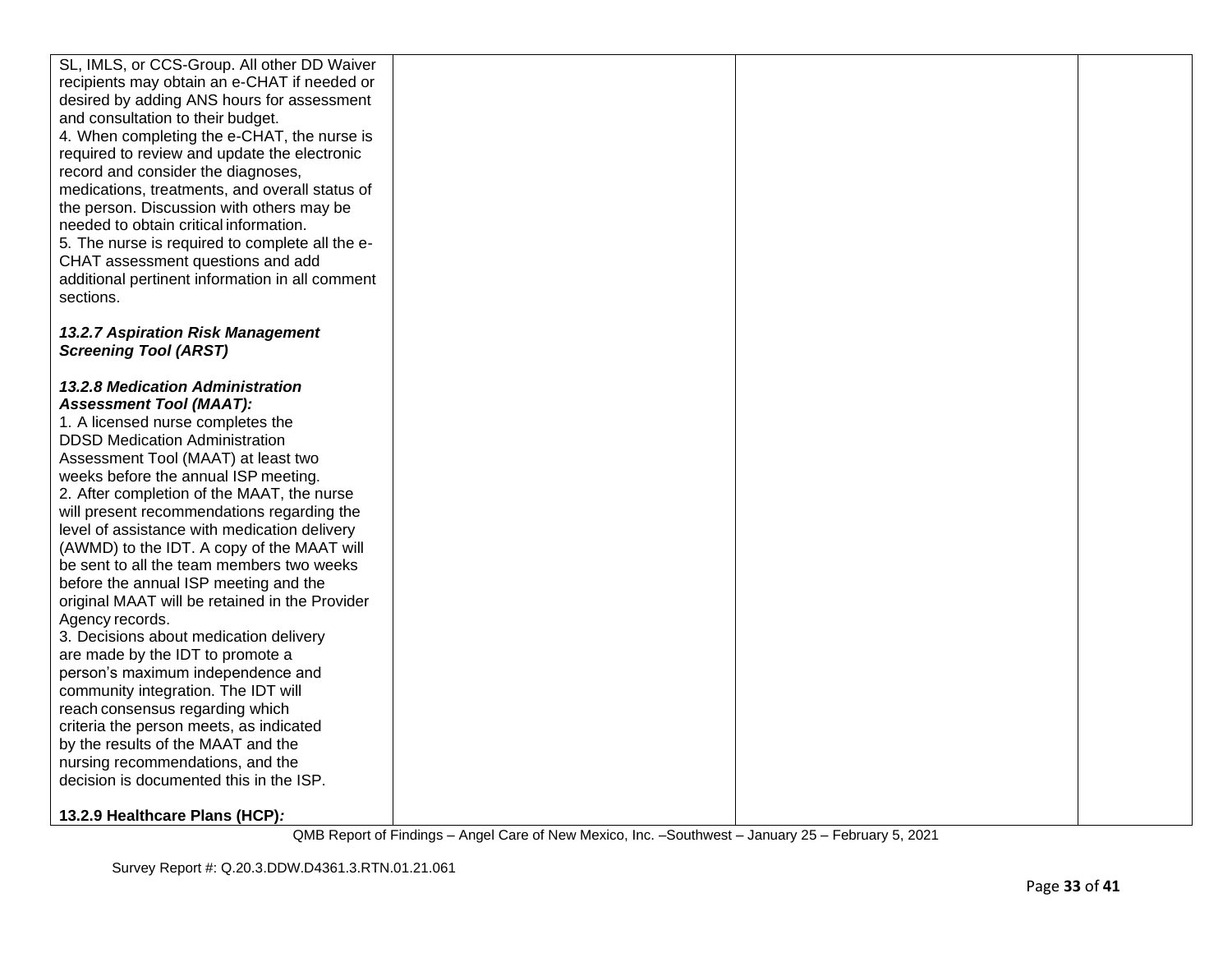| | | | |
|---|---|---|---|
| SL, IMLS, or CCS-Group. All other DD Waiver recipients may obtain an e-CHAT if needed or desired by adding ANS hours for assessment and consultation to their budget.<br>4. When completing the e-CHAT, the nurse is required to review and update the electronic record and consider the diagnoses, medications, treatments, and overall status of the person. Discussion with others may be needed to obtain critical information.<br>5. The nurse is required to complete all the e-CHAT assessment questions and add additional pertinent information in all comment sections.<br><br>***13.2.7 Aspiration Risk Management Screening Tool (ARST)***<br><br>***13.2.8 Medication Administration Assessment Tool (MAAT):***<br>1. A licensed nurse completes the DDSD Medication Administration Assessment Tool (MAAT) at least two weeks before the annual ISP meeting.<br>2. After completion of the MAAT, the nurse will present recommendations regarding the level of assistance with medication delivery (AWMD) to the IDT. A copy of the MAAT will be sent to all the team members two weeks before the annual ISP meeting and the original MAAT will be retained in the Provider Agency records.<br>3. Decisions about medication delivery are made by the IDT to promote a person's maximum independence and community integration. The IDT will reach consensus regarding which criteria the person meets, as indicated by the results of the MAAT and the nursing recommendations, and the decision is documented this in the ISP.<br><br>**13.2.9 Healthcare Plans (HCP)*:*** | | | |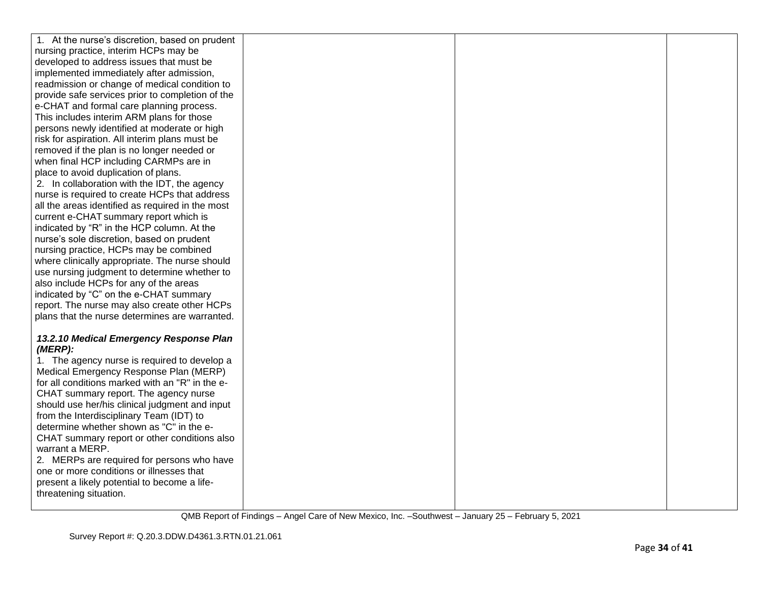| | | | |
|---|---|---|---|
| 1. At the nurse's discretion, based on prudent nursing practice, interim HCPs may be developed to address issues that must be implemented immediately after admission, readmission or change of medical condition to provide safe services prior to completion of the e-CHAT and formal care planning process. This includes interim ARM plans for those persons newly identified at moderate or high risk for aspiration. All interim plans must be removed if the plan is no longer needed or when final HCP including CARMPs are in place to avoid duplication of plans.<br>2. In collaboration with the IDT, the agency nurse is required to create HCPs that address all the areas identified as required in the most current e-CHAT summary report which is indicated by "R" in the HCP column. At the nurse's sole discretion, based on prudent nursing practice, HCPs may be combined where clinically appropriate. The nurse should use nursing judgment to determine whether to also include HCPs for any of the areas indicated by "C" on the e-CHAT summary report. The nurse may also create other HCPs plans that the nurse determines are warranted.<br><br>***13.2.10 Medical Emergency Response Plan (MERP):***<br>1. The agency nurse is required to develop a Medical Emergency Response Plan (MERP) for all conditions marked with an "R" in the e-CHAT summary report. The agency nurse should use her/his clinical judgment and input from the Interdisciplinary Team (IDT) to determine whether shown as "C" in the e-CHAT summary report or other conditions also warrant a MERP.<br>2. MERPs are required for persons who have one or more conditions or illnesses that present a likely potential to become a life-threatening situation. | | | |

QMB Report of Findings – Angel Care of New Mexico, Inc. –Southwest – January 25 – February 5, 2021

Survey Report #: Q.20.3.DDW.D4361.3.RTN.01.21.061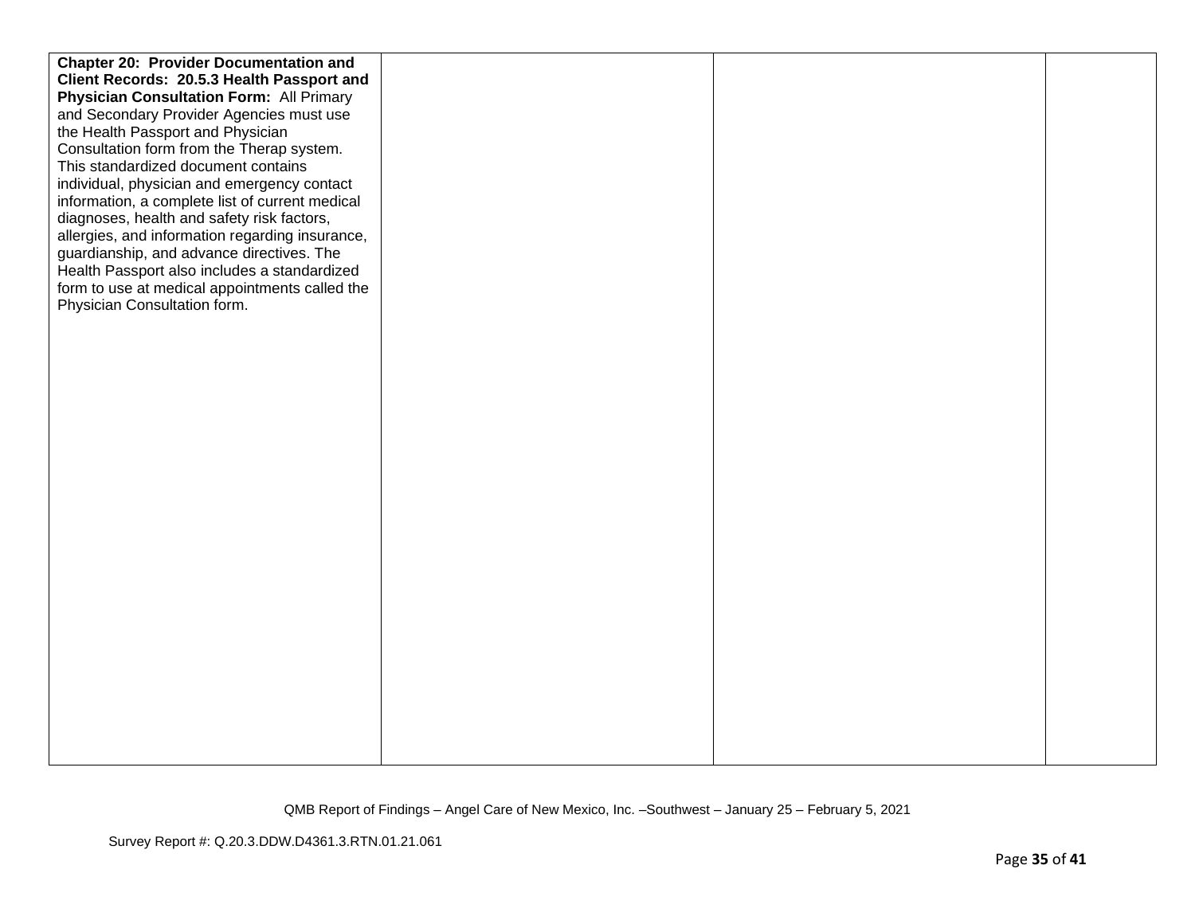| | | | |
|---|---|---|---|
| **Chapter 20: Provider Documentation and Client Records: 20.5.3 Health Passport and Physician Consultation Form:** All Primary and Secondary Provider Agencies must use the Health Passport and Physician Consultation form from the Therap system. This standardized document contains individual, physician and emergency contact information, a complete list of current medical diagnoses, health and safety risk factors, allergies, and information regarding insurance, guardianship, and advance directives. The Health Passport also includes a standardized form to use at medical appointments called the Physician Consultation form. | | | |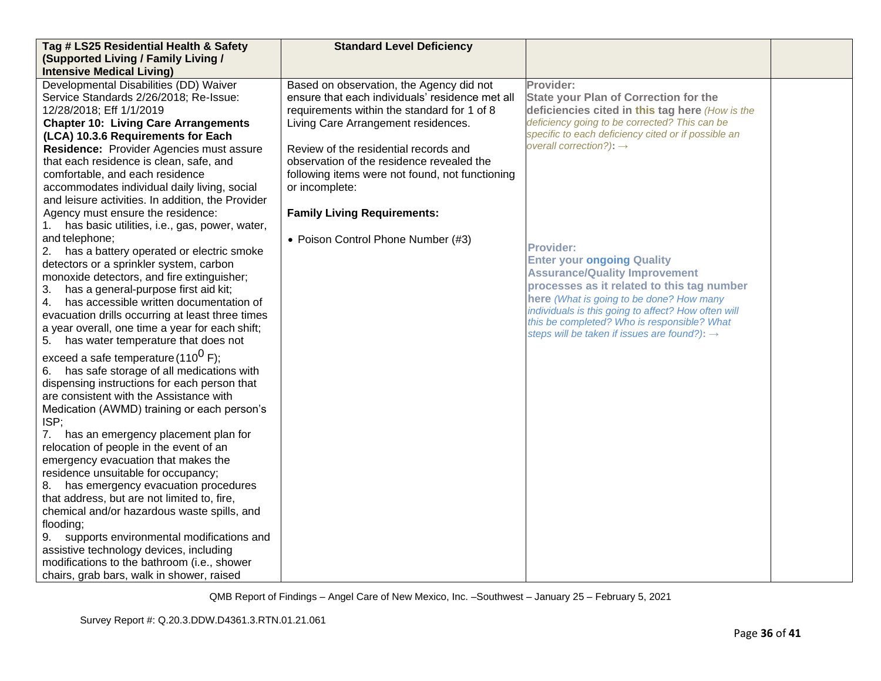| Tag # LS25 Residential Health & Safety (Supported Living / Family Living / Intensive Medical Living) | Standard Level Deficiency | | |
|---|---|---|---|
| Developmental Disabilities (DD) Waiver Service Standards 2/26/2018; Re-Issue: 12/28/2018; Eff 1/1/2019<br>**Chapter 10: Living Care Arrangements (LCA) 10.3.6 Requirements for Each Residence:** Provider Agencies must assure that each residence is clean, safe, and comfortable, and each residence accommodates individual daily living, social and leisure activities. In addition, the Provider Agency must ensure the residence:<br>1. has basic utilities, i.e., gas, power, water, and telephone;<br>2. has a battery operated or electric smoke detectors or a sprinkler system, carbon monoxide detectors, and fire extinguisher;<br>3. has a general-purpose first aid kit;<br>4. has accessible written documentation of evacuation drills occurring at least three times a year overall, one time a year for each shift;<br>5. has water temperature that does not exceed a safe temperature (110$^{0}$ F);<br>6. has safe storage of all medications with dispensing instructions for each person that are consistent with the Assistance with Medication (AWMD) training or each person's ISP;<br>7. has an emergency placement plan for relocation of people in the event of an emergency evacuation that makes the residence unsuitable for occupancy;<br>8. has emergency evacuation procedures that address, but are not limited to, fire, chemical and/or hazardous waste spills, and flooding;<br>9. supports environmental modifications and assistive technology devices, including modifications to the bathroom (i.e., shower chairs, grab bars, walk in shower, raised | Based on observation, the Agency did not ensure that each individuals' residence met all requirements within the standard for 1 of 8 Living Care Arrangement residences.<br><br>Review of the residential records and observation of the residence revealed the following items were not found, not functioning or incomplete:<br><br>**Family Living Requirements:**<br><br>• Poison Control Phone Number (#3) | **Provider:**<br>**State your Plan of Correction for the deficiencies cited in this tag here** *(How is the deficiency going to be corrected? This can be specific to each deficiency cited or if possible an overall correction?)*: →<br><br>**Provider:**<br>**Enter your ongoing Quality Assurance/Quality Improvement processes as it related to this tag number here** *(What is going to be done? How many individuals is this going to affect? How often will this be completed? Who is responsible? What steps will be taken if issues are found?)*: → | |

QMB Report of Findings – Angel Care of New Mexico, Inc. –Southwest – January 25 – February 5, 2021

Survey Report #: Q.20.3.DDW.D4361.3.RTN.01.21.061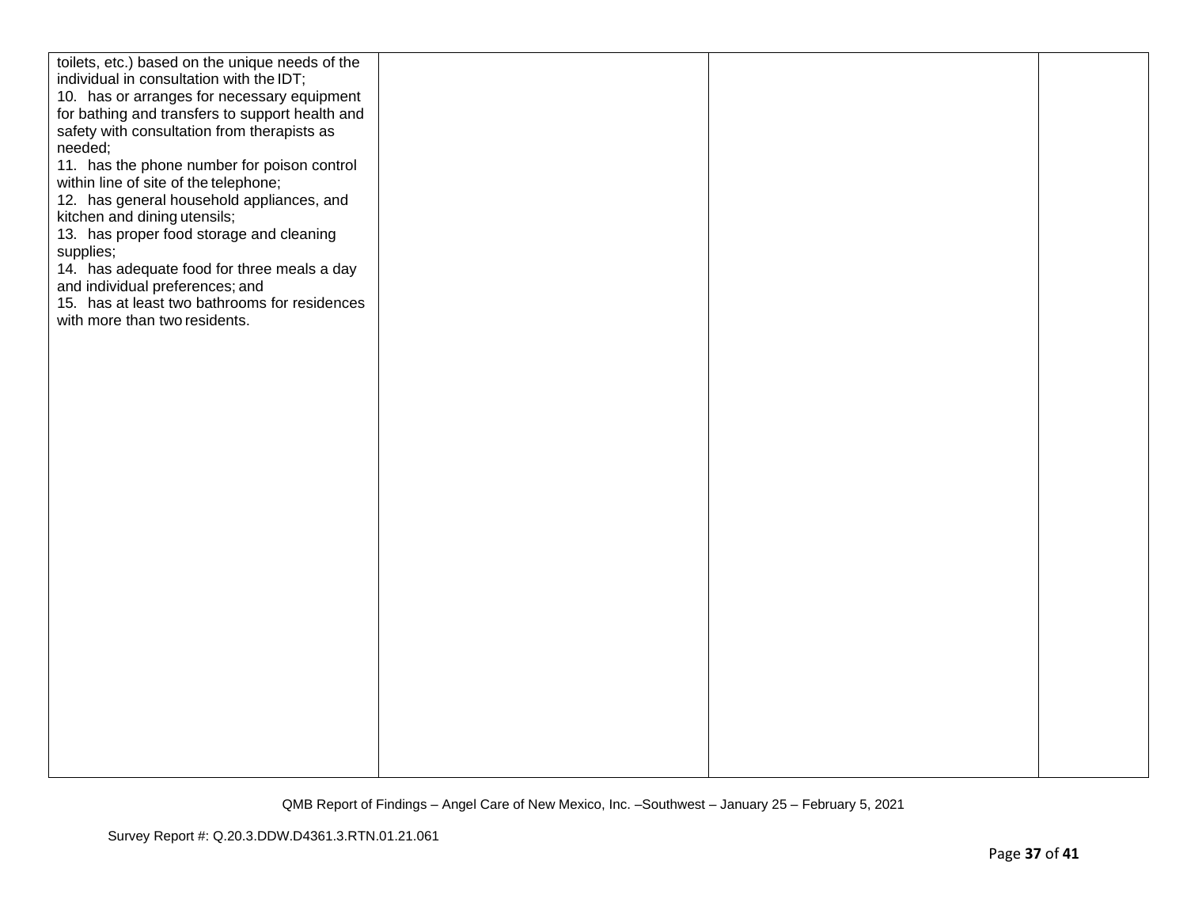| | | | |
|---|---|---|---|
| toilets, etc.) based on the unique needs of the individual in consultation with the IDT;<br>10. has or arranges for necessary equipment for bathing and transfers to support health and safety with consultation from therapists as needed;<br>11. has the phone number for poison control within line of site of the telephone;<br>12. has general household appliances, and kitchen and dining utensils;<br>13. has proper food storage and cleaning supplies;<br>14. has adequate food for three meals a day and individual preferences; and<br>15. has at least two bathrooms for residences with more than two residents. | | | |

QMB Report of Findings – Angel Care of New Mexico, Inc. –Southwest – January 25 – February 5, 2021

Survey Report #: Q.20.3.DDW.D4361.3.RTN.01.21.061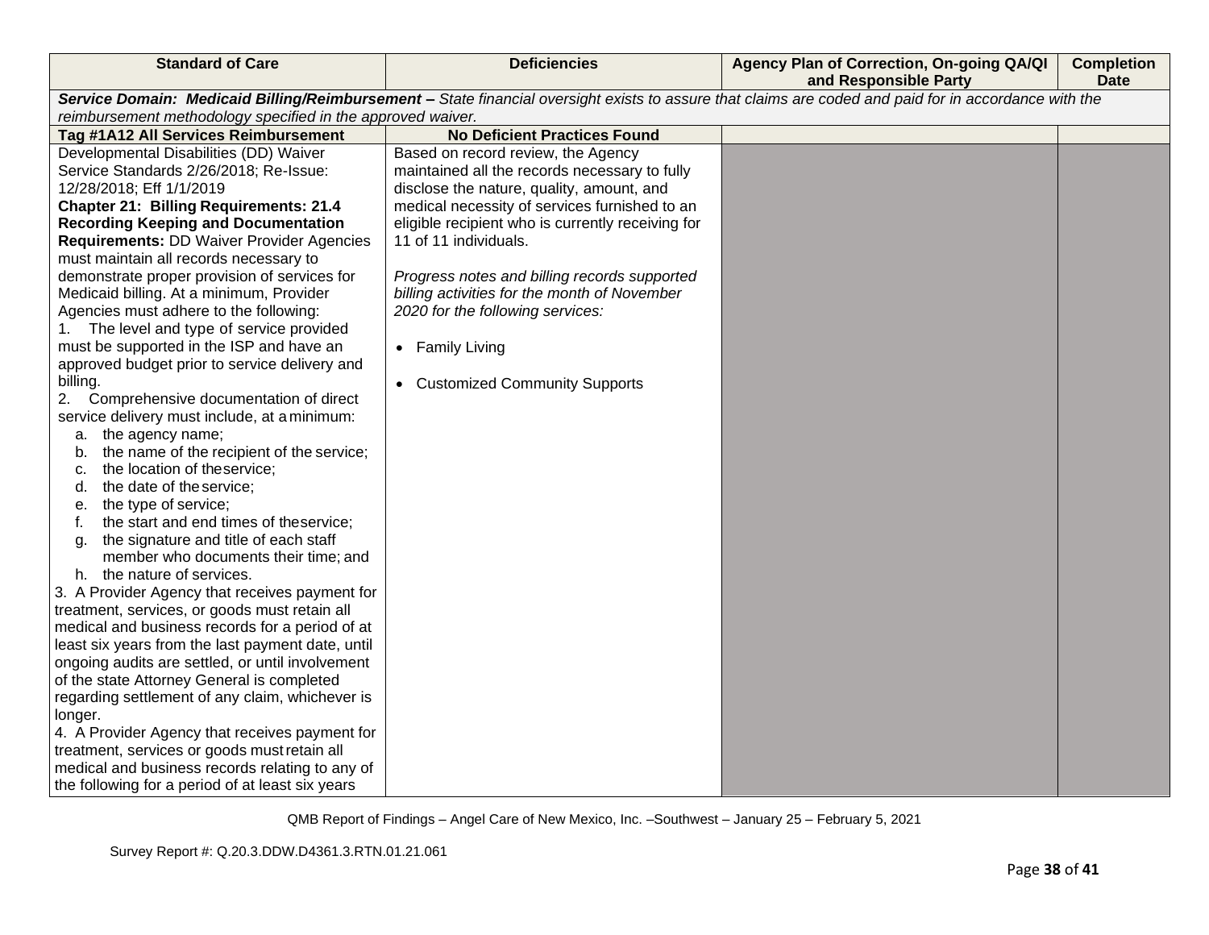| Standard of Care | Deficiencies | Agency Plan of Correction, On-going QA/QI and Responsible Party | Completion Date |
|---|---|---|---|
| ***Service Domain: Medicaid Billing/Reimbursement –** State financial oversight exists to assure that claims are coded and paid for in accordance with the reimbursement methodology specified in the approved waiver.* | | | |
| **Tag #1A12 All Services Reimbursement** | **No Deficient Practices Found** | | |
| Developmental Disabilities (DD) Waiver Service Standards 2/26/2018; Re-Issue: 12/28/2018; Eff 1/1/2019<br>**Chapter 21: Billing Requirements: 21.4 Recording Keeping and Documentation Requirements:** DD Waiver Provider Agencies must maintain all records necessary to demonstrate proper provision of services for Medicaid billing. At a minimum, Provider Agencies must adhere to the following:<br>1. The level and type of service provided must be supported in the ISP and have an approved budget prior to service delivery and billing.<br>2. Comprehensive documentation of direct service delivery must include, at a minimum:<br>a. the agency name;<br>b. the name of the recipient of the service;<br>c. the location of the service;<br>d. the date of the service;<br>e. the type of service;<br>f. the start and end times of the service;<br>g. the signature and title of each staff member who documents their time; and<br>h. the nature of services.<br>3. A Provider Agency that receives payment for treatment, services, or goods must retain all medical and business records for a period of at least six years from the last payment date, until ongoing audits are settled, or until involvement of the state Attorney General is completed regarding settlement of any claim, whichever is longer.<br>4. A Provider Agency that receives payment for treatment, services or goods must retain all medical and business records relating to any of the following for a period of at least six years | Based on record review, the Agency maintained all the records necessary to fully disclose the nature, quality, amount, and medical necessity of services furnished to an eligible recipient who is currently receiving for 11 of 11 individuals.<br><br>*Progress notes and billing records supported billing activities for the month of November 2020 for the following services:*<br><br>• Family Living<br><br>• Customized Community Supports | | |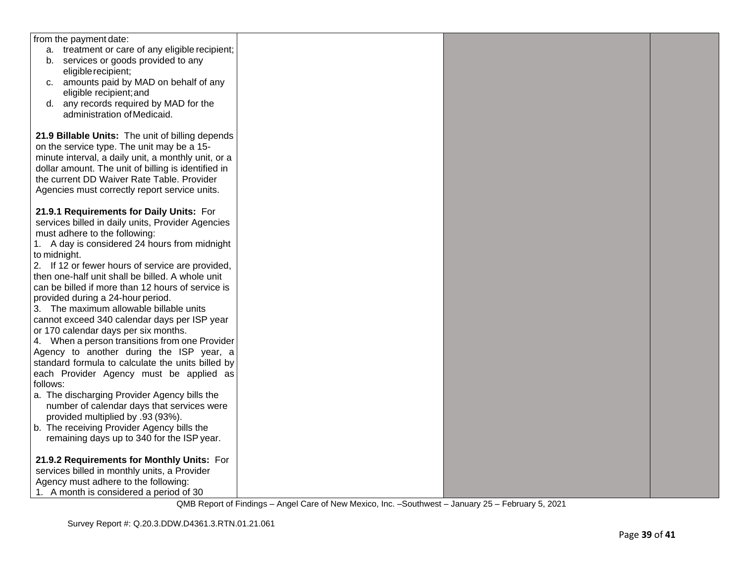| | | | |
|---|---|---|---|
| from the payment date:<br>a. treatment or care of any eligible recipient;<br>b. services or goods provided to any eligible recipient;<br>c. amounts paid by MAD on behalf of any eligible recipient; and<br>d. any records required by MAD for the administration of Medicaid.<br><br>**21.9 Billable Units:** The unit of billing depends on the service type. The unit may be a 15-minute interval, a daily unit, a monthly unit, or a dollar amount. The unit of billing is identified in the current DD Waiver Rate Table. Provider Agencies must correctly report service units.<br><br>**21.9.1 Requirements for Daily Units:** For services billed in daily units, Provider Agencies must adhere to the following:<br>1. A day is considered 24 hours from midnight to midnight.<br>2. If 12 or fewer hours of service are provided, then one-half unit shall be billed. A whole unit can be billed if more than 12 hours of service is provided during a 24-hour period.<br>3. The maximum allowable billable units cannot exceed 340 calendar days per ISP year or 170 calendar days per six months.<br>4. When a person transitions from one Provider Agency to another during the ISP year, a standard formula to calculate the units billed by each Provider Agency must be applied as follows:<br>a. The discharging Provider Agency bills the number of calendar days that services were provided multiplied by .93 (93%).<br>b. The receiving Provider Agency bills the remaining days up to 340 for the ISP year.<br><br>**21.9.2 Requirements for Monthly Units:** For services billed in monthly units, a Provider Agency must adhere to the following:<br>1. A month is considered a period of 30 | | | |

QMB Report of Findings – Angel Care of New Mexico, Inc. –Southwest – January 25 – February 5, 2021

Survey Report #: Q.20.3.DDW.D4361.3.RTN.01.21.061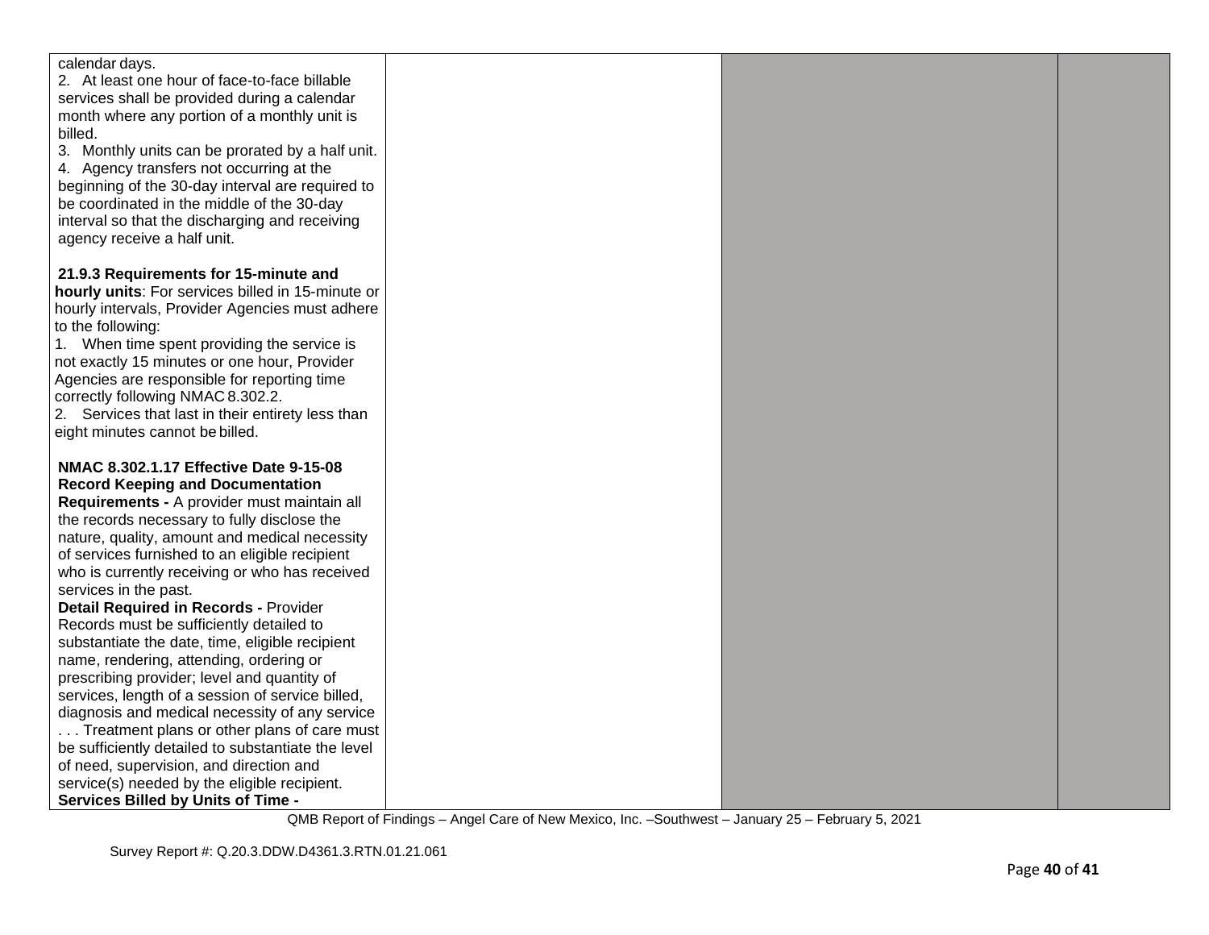| | | | |
|---|---|---|---|
| calendar days.<br>2. At least one hour of face-to-face billable services shall be provided during a calendar month where any portion of a monthly unit is billed.<br>3. Monthly units can be prorated by a half unit.<br>4. Agency transfers not occurring at the beginning of the 30-day interval are required to be coordinated in the middle of the 30-day interval so that the discharging and receiving agency receive a half unit.<br><br>**21.9.3 Requirements for 15-minute and hourly units**: For services billed in 15-minute or hourly intervals, Provider Agencies must adhere to the following:<br>1. When time spent providing the service is not exactly 15 minutes or one hour, Provider Agencies are responsible for reporting time correctly following NMAC 8.302.2.<br>2. Services that last in their entirety less than eight minutes cannot be billed.<br><br>**NMAC 8.302.1.17 Effective Date 9-15-08 Record Keeping and Documentation Requirements -** A provider must maintain all the records necessary to fully disclose the nature, quality, amount and medical necessity of services furnished to an eligible recipient who is currently receiving or who has received services in the past.<br>**Detail Required in Records -** Provider Records must be sufficiently detailed to substantiate the date, time, eligible recipient name, rendering, attending, ordering or prescribing provider; level and quantity of services, length of a session of service billed, diagnosis and medical necessity of any service . . . Treatment plans or other plans of care must be sufficiently detailed to substantiate the level of need, supervision, and direction and service(s) needed by the eligible recipient.<br>**Services Billed by Units of Time -** | | | |

QMB Report of Findings – Angel Care of New Mexico, Inc. –Southwest – January 25 – February 5, 2021

Survey Report #: Q.20.3.DDW.D4361.3.RTN.01.21.061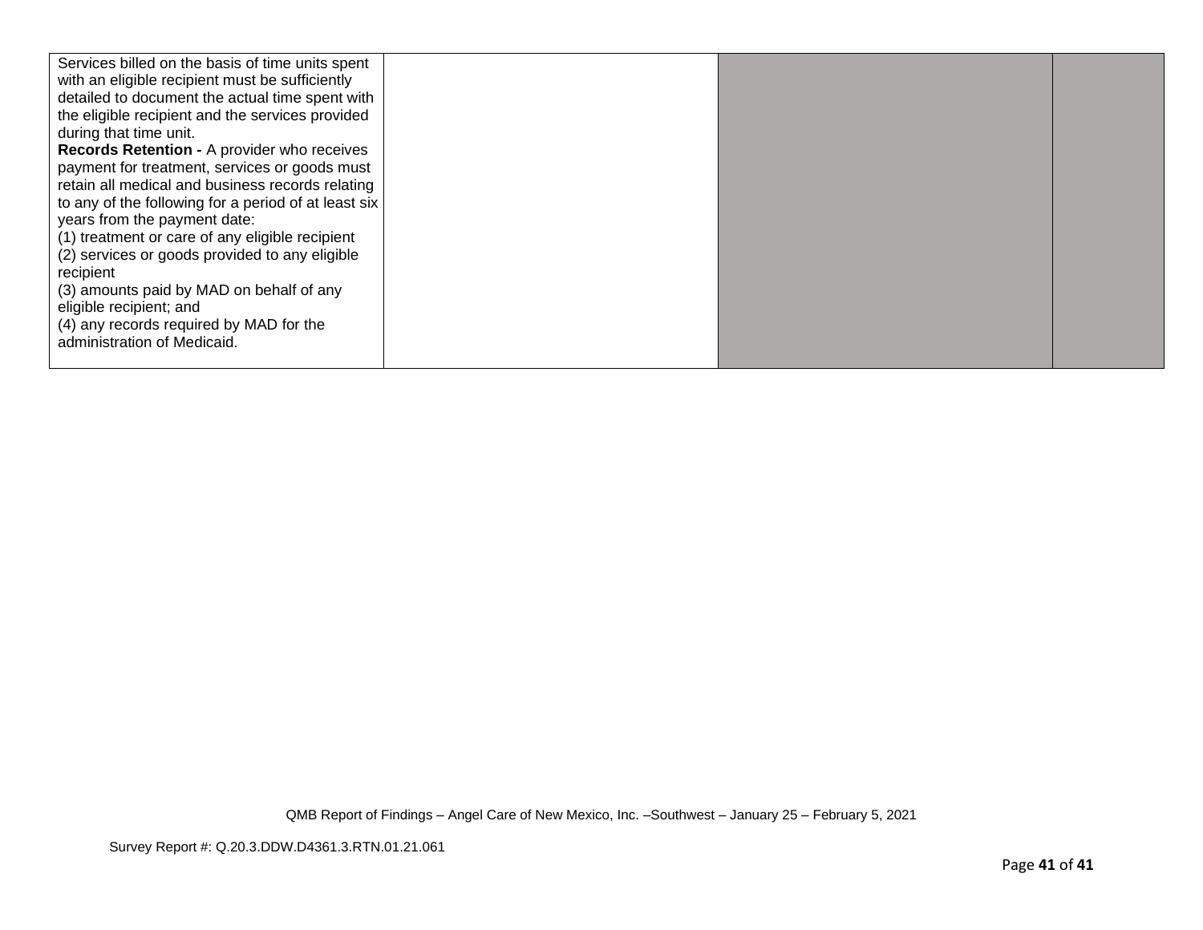| | | | |
|---|---|---|---|
| Services billed on the basis of time units spent with an eligible recipient must be sufficiently detailed to document the actual time spent with the eligible recipient and the services provided during that time unit.<br>**Records Retention -** A provider who receives payment for treatment, services or goods must retain all medical and business records relating to any of the following for a period of at least six years from the payment date:<br>(1) treatment or care of any eligible recipient<br>(2) services or goods provided to any eligible recipient<br>(3) amounts paid by MAD on behalf of any eligible recipient; and<br>(4) any records required by MAD for the administration of Medicaid. | | | |

QMB Report of Findings – Angel Care of New Mexico, Inc. –Southwest – January 25 – February 5, 2021

Survey Report #: Q.20.3.DDW.D4361.3.RTN.01.21.061